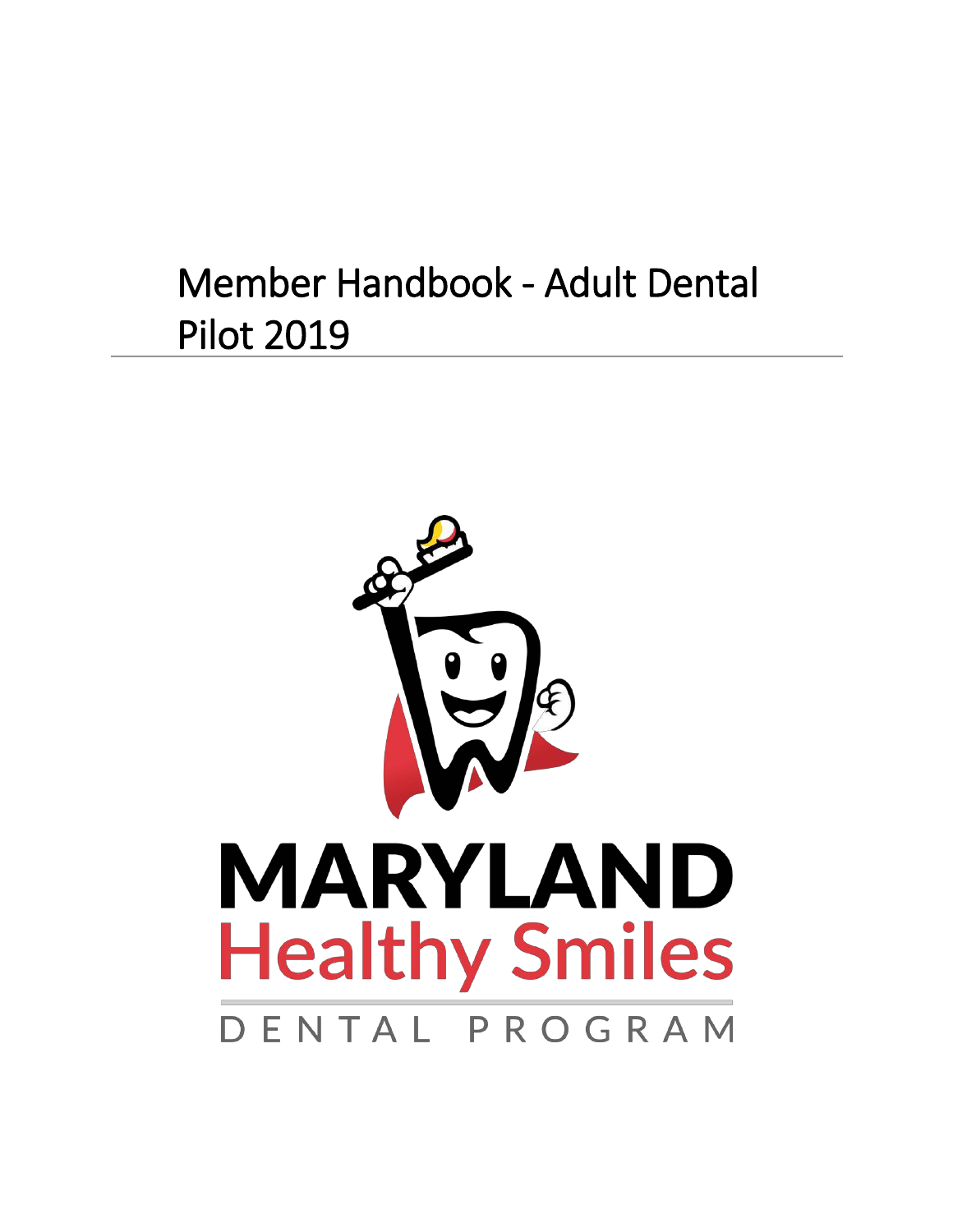# Member Handbook - Adult Dental Pilot 2019

MARYLAND
Healthy Smiles
DENTAL PROGRAM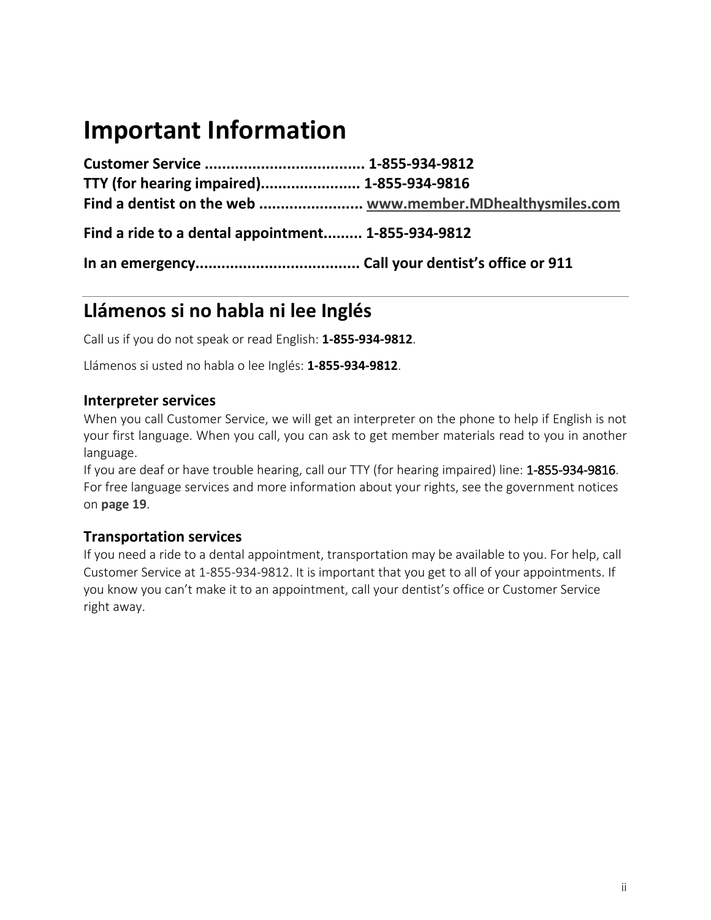# Important Information

**Customer Service .................................... 1-855-934-9812**
**TTY (for hearing impaired)...................... 1-855-934-9816**
**Find a dentist on the web ....................... www.member.MDhealthysmiles.com**

**Find a ride to a dental appointment......... 1-855-934-9812**

**In an emergency...................................... Call your dentist's office or 911**

## Llámenos si no habla ni lee Inglés

Call us if you do not speak or read English: **1-855-934-9812**.

Llámenos si usted no habla o lee Inglés: **1-855-934-9812**.

### Interpreter services

When you call Customer Service, we will get an interpreter on the phone to help if English is not your first language. When you call, you can ask to get member materials read to you in another language.
If you are deaf or have trouble hearing, call our TTY (for hearing impaired) line: 1-855-934-9816.
For free language services and more information about your rights, see the government notices on **page 19**.

### Transportation services

If you need a ride to a dental appointment, transportation may be available to you. For help, call Customer Service at 1-855-934-9812. It is important that you get to all of your appointments. If you know you can't make it to an appointment, call your dentist's office or Customer Service right away.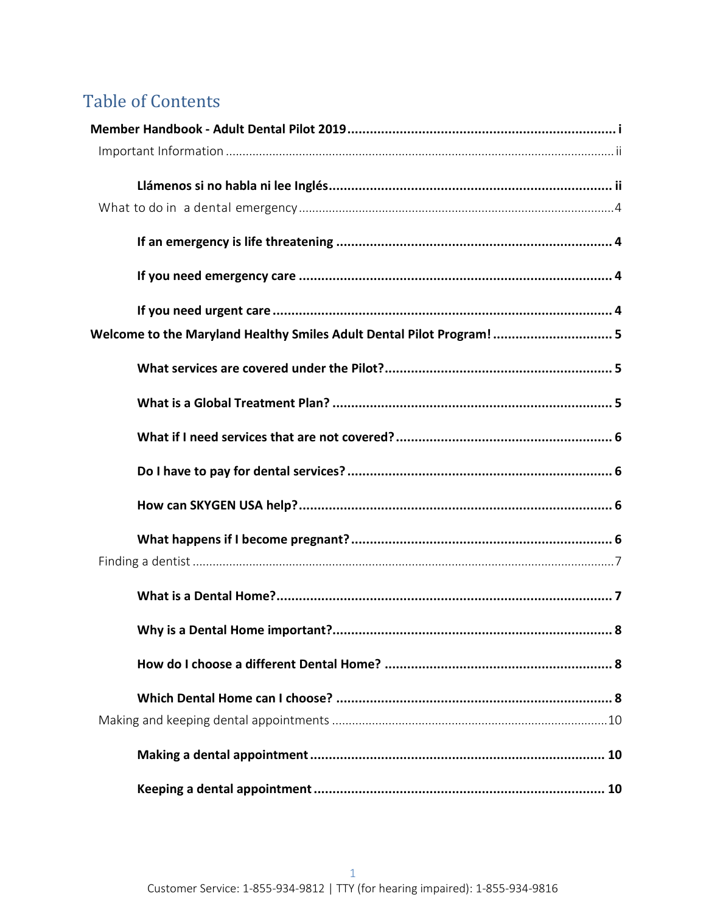# Table of Contents

**Member Handbook - Adult Dental Pilot 2019** ........................................ i

Important Information ........................................ ii

**Llámenos si no habla ni lee Inglés** ........................................ ii

What to do in a dental emergency ........................................ 4

**If an emergency is life threatening** ........................................ 4

**If you need emergency care** ........................................ 4

**If you need urgent care** ........................................ 4

**Welcome to the Maryland Healthy Smiles Adult Dental Pilot Program!** ........................................ 5

**What services are covered under the Pilot?** ........................................ 5

**What is a Global Treatment Plan?** ........................................ 5

**What if I need services that are not covered?** ........................................ 6

**Do I have to pay for dental services?** ........................................ 6

**How can SKYGEN USA help?** ........................................ 6

**What happens if I become pregnant?** ........................................ 6

Finding a dentist ........................................ 7

**What is a Dental Home?** ........................................ 7

**Why is a Dental Home important?** ........................................ 8

**How do I choose a different Dental Home?** ........................................ 8

**Which Dental Home can I choose?** ........................................ 8

Making and keeping dental appointments ........................................ 10

**Making a dental appointment** ........................................ 10

**Keeping a dental appointment** ........................................ 10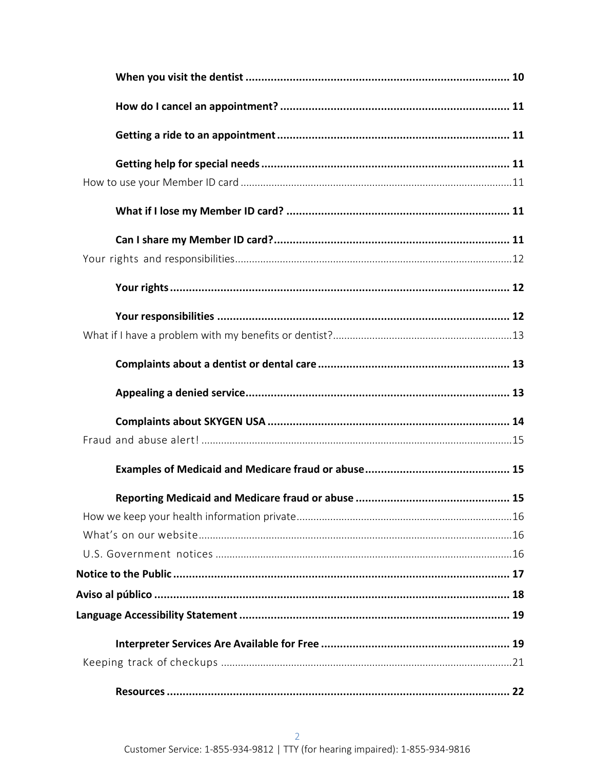**When you visit the dentist** ..................... 10

**How do I cancel an appointment?** ..................... 11

**Getting a ride to an appointment** ..................... 11

**Getting help for special needs** ..................... 11

How to use your Member ID card ..................... 11

**What if I lose my Member ID card?** ..................... 11

**Can I share my Member ID card?** ..................... 11

Your rights and responsibilities ..................... 12

**Your rights** ..................... 12

**Your responsibilities** ..................... 12

What if I have a problem with my benefits or dentist? ..................... 13

**Complaints about a dentist or dental care** ..................... 13

**Appealing a denied service** ..................... 13

**Complaints about SKYGEN USA** ..................... 14

Fraud and abuse alert! ..................... 15

**Examples of Medicaid and Medicare fraud or abuse** ..................... 15

**Reporting Medicaid and Medicare fraud or abuse** ..................... 15

How we keep your health information private ..................... 16

What's on our website ..................... 16

U.S. Government notices ..................... 16

**Notice to the Public** ..................... 17

**Aviso al público** ..................... 18

**Language Accessibility Statement** ..................... 19

**Interpreter Services Are Available for Free** ..................... 19

Keeping track of checkups ..................... 21

**Resources** ..................... 22

Customer Service: 1-855-934-9812 | TTY (for hearing impaired): 1-855-934-9816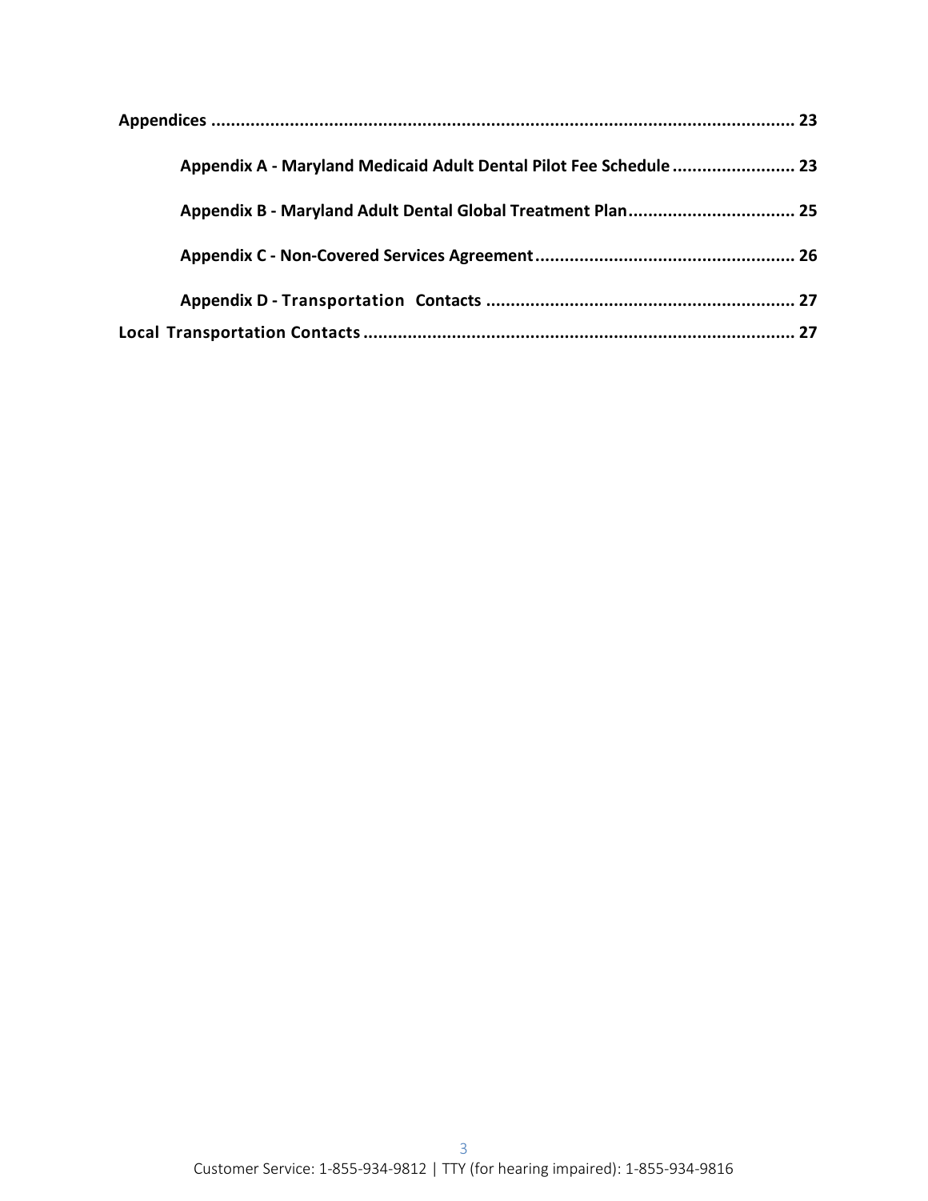**Appendices** .......................................................................................................... 23

- **Appendix A - Maryland Medicaid Adult Dental Pilot Fee Schedule** ......................... 23
- **Appendix B - Maryland Adult Dental Global Treatment Plan** .................................. 25
- **Appendix C - Non-Covered Services Agreement** ..................................................... 26
- **Appendix D - Transportation Contacts** ............................................................... 27

**Local Transportation Contacts** ........................................................................................ 27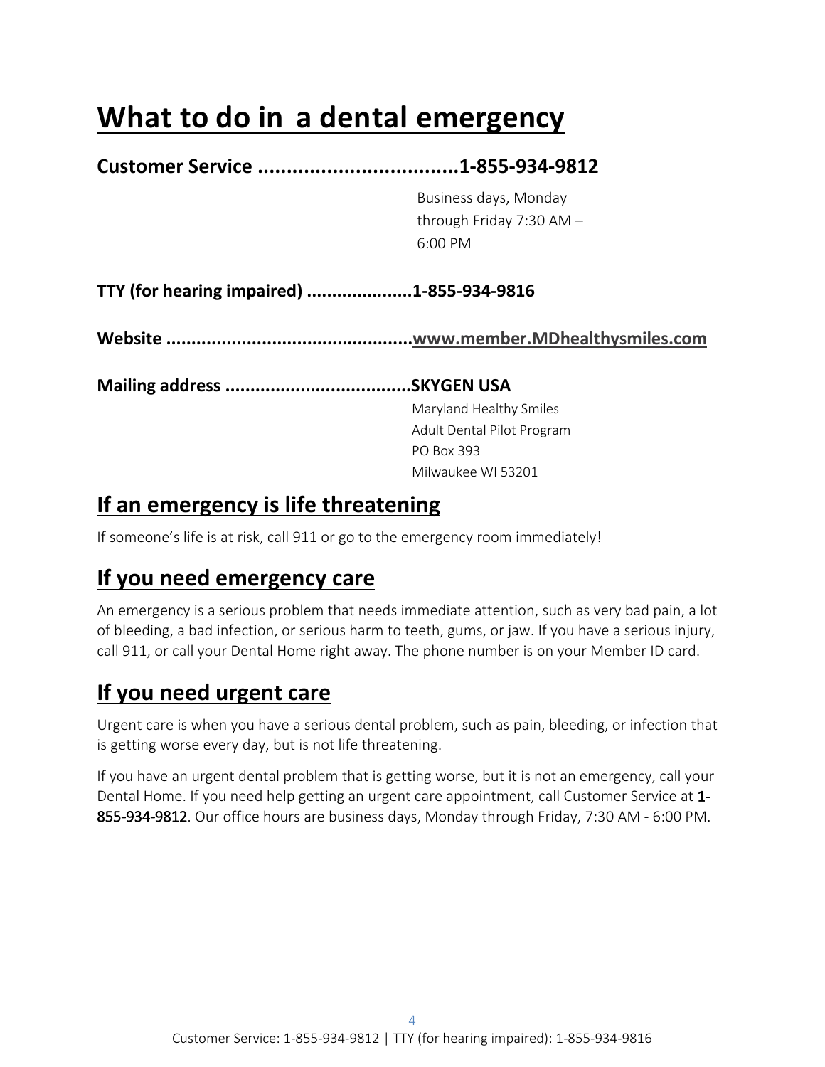# What to do in a dental emergency

**Customer Service ...................................1-855-934-9812**

Business days, Monday through Friday 7:30 AM – 6:00 PM

**TTY (for hearing impaired) ....................1-855-934-9816**

**Website ..............................................www.member.MDhealthysmiles.com**

**Mailing address ....................................SKYGEN USA**

Maryland Healthy Smiles
Adult Dental Pilot Program
PO Box 393
Milwaukee WI 53201

## If an emergency is life threatening

If someone's life is at risk, call 911 or go to the emergency room immediately!

## If you need emergency care

An emergency is a serious problem that needs immediate attention, such as very bad pain, a lot of bleeding, a bad infection, or serious harm to teeth, gums, or jaw. If you have a serious injury, call 911, or call your Dental Home right away. The phone number is on your Member ID card.

## If you need urgent care

Urgent care is when you have a serious dental problem, such as pain, bleeding, or infection that is getting worse every day, but is not life threatening.

If you have an urgent dental problem that is getting worse, but it is not an emergency, call your Dental Home. If you need help getting an urgent care appointment, call Customer Service at 1-855-934-9812. Our office hours are business days, Monday through Friday, 7:30 AM - 6:00 PM.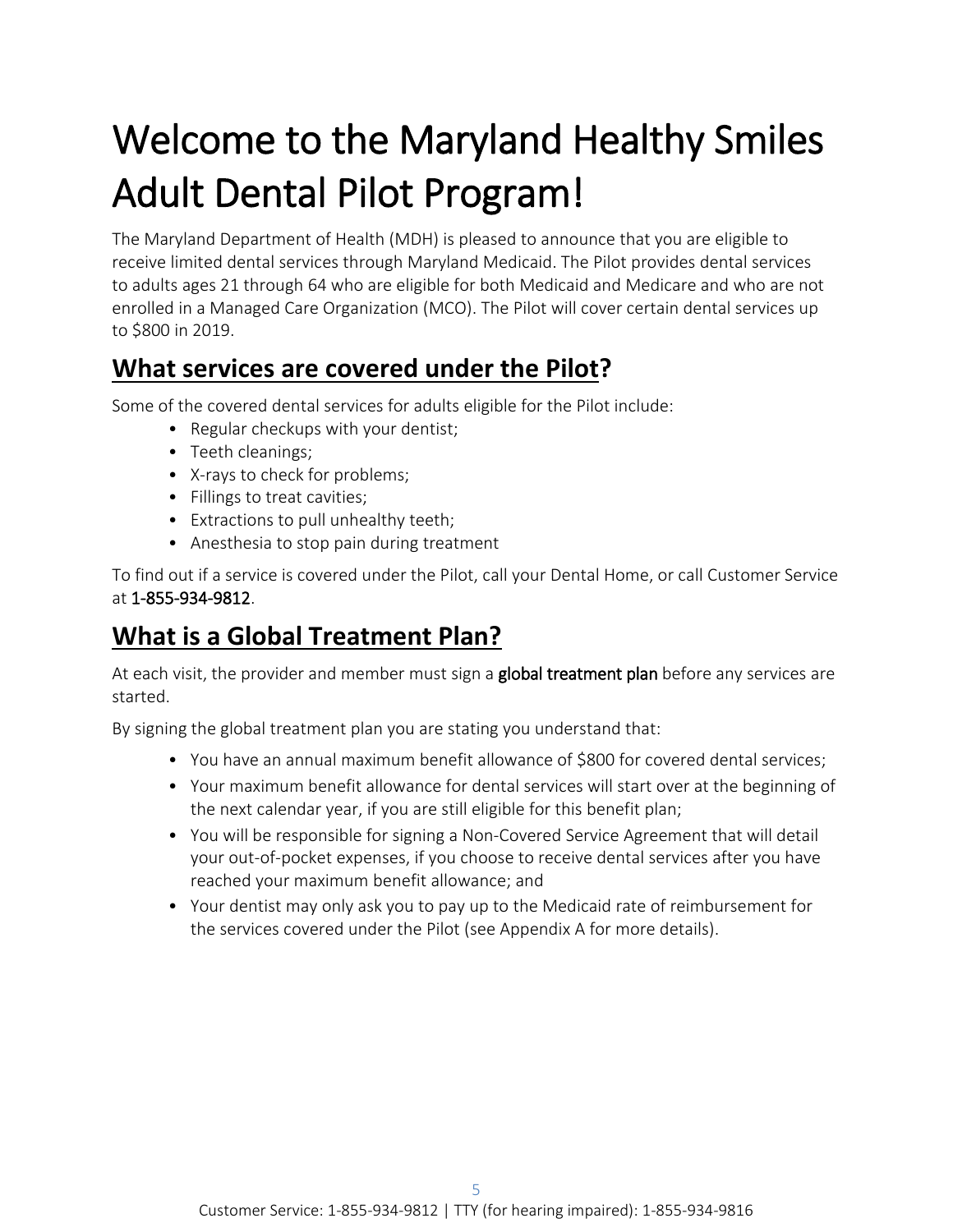# Welcome to the Maryland Healthy Smiles Adult Dental Pilot Program!

The Maryland Department of Health (MDH) is pleased to announce that you are eligible to receive limited dental services through Maryland Medicaid. The Pilot provides dental services to adults ages 21 through 64 who are eligible for both Medicaid and Medicare and who are not enrolled in a Managed Care Organization (MCO). The Pilot will cover certain dental services up to $800 in 2019.

## What services are covered under the Pilot?

Some of the covered dental services for adults eligible for the Pilot include:

- Regular checkups with your dentist;
- Teeth cleanings;
- X-rays to check for problems;
- Fillings to treat cavities;
- Extractions to pull unhealthy teeth;
- Anesthesia to stop pain during treatment

To find out if a service is covered under the Pilot, call your Dental Home, or call Customer Service at 1-855-934-9812.

## What is a Global Treatment Plan?

At each visit, the provider and member must sign a **global treatment plan** before any services are started.

By signing the global treatment plan you are stating you understand that:

- You have an annual maximum benefit allowance of $800 for covered dental services;
- Your maximum benefit allowance for dental services will start over at the beginning of the next calendar year, if you are still eligible for this benefit plan;
- You will be responsible for signing a Non-Covered Service Agreement that will detail your out-of-pocket expenses, if you choose to receive dental services after you have reached your maximum benefit allowance; and
- Your dentist may only ask you to pay up to the Medicaid rate of reimbursement for the services covered under the Pilot (see Appendix A for more details).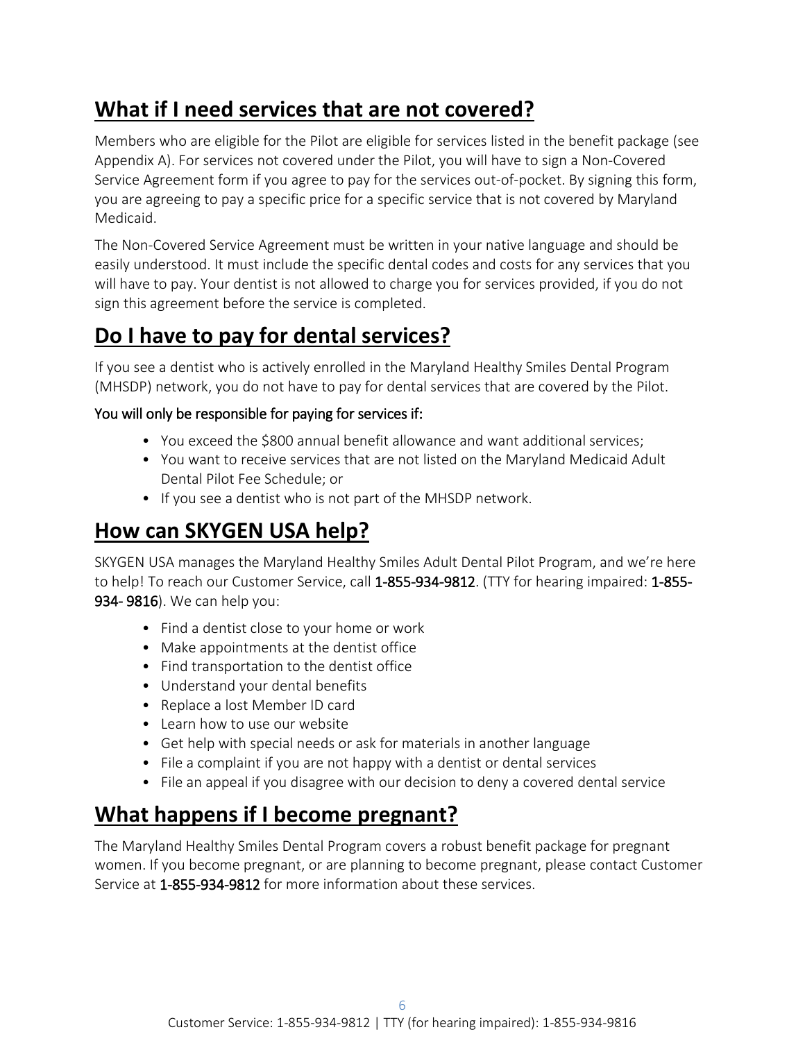## What if I need services that are not covered?

Members who are eligible for the Pilot are eligible for services listed in the benefit package (see Appendix A). For services not covered under the Pilot, you will have to sign a Non-Covered Service Agreement form if you agree to pay for the services out-of-pocket. By signing this form, you are agreeing to pay a specific price for a specific service that is not covered by Maryland Medicaid.

The Non-Covered Service Agreement must be written in your native language and should be easily understood. It must include the specific dental codes and costs for any services that you will have to pay. Your dentist is not allowed to charge you for services provided, if you do not sign this agreement before the service is completed.

## Do I have to pay for dental services?

If you see a dentist who is actively enrolled in the Maryland Healthy Smiles Dental Program (MHSDP) network, you do not have to pay for dental services that are covered by the Pilot.

You will only be responsible for paying for services if:

- You exceed the $800 annual benefit allowance and want additional services;
- You want to receive services that are not listed on the Maryland Medicaid Adult Dental Pilot Fee Schedule; or
- If you see a dentist who is not part of the MHSDP network.

## How can SKYGEN USA help?

SKYGEN USA manages the Maryland Healthy Smiles Adult Dental Pilot Program, and we're here to help! To reach our Customer Service, call 1-855-934-9812. (TTY for hearing impaired: 1-855-934- 9816). We can help you:

- Find a dentist close to your home or work
- Make appointments at the dentist office
- Find transportation to the dentist office
- Understand your dental benefits
- Replace a lost Member ID card
- Learn how to use our website
- Get help with special needs or ask for materials in another language
- File a complaint if you are not happy with a dentist or dental services
- File an appeal if you disagree with our decision to deny a covered dental service

## What happens if I become pregnant?

The Maryland Healthy Smiles Dental Program covers a robust benefit package for pregnant women. If you become pregnant, or are planning to become pregnant, please contact Customer Service at 1-855-934-9812 for more information about these services.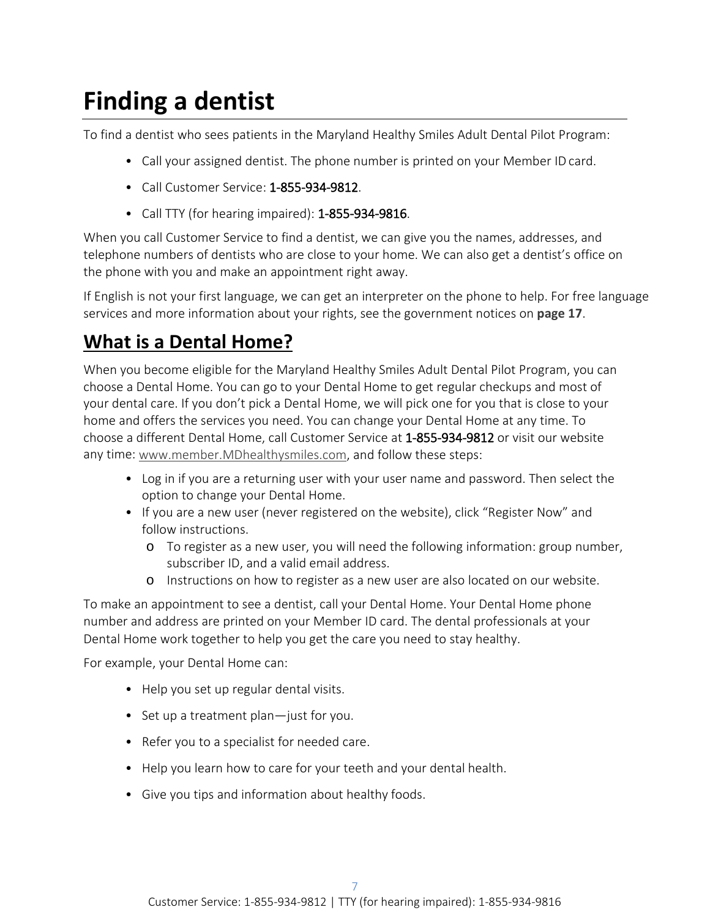# Finding a dentist

To find a dentist who sees patients in the Maryland Healthy Smiles Adult Dental Pilot Program:

- Call your assigned dentist. The phone number is printed on your Member ID card.
- Call Customer Service: 1-855-934-9812.
- Call TTY (for hearing impaired): 1-855-934-9816.

When you call Customer Service to find a dentist, we can give you the names, addresses, and telephone numbers of dentists who are close to your home. We can also get a dentist's office on the phone with you and make an appointment right away.

If English is not your first language, we can get an interpreter on the phone to help. For free language services and more information about your rights, see the government notices on **page 17**.

## What is a Dental Home?

When you become eligible for the Maryland Healthy Smiles Adult Dental Pilot Program, you can choose a Dental Home. You can go to your Dental Home to get regular checkups and most of your dental care. If you don't pick a Dental Home, we will pick one for you that is close to your home and offers the services you need. You can change your Dental Home at any time. To choose a different Dental Home, call Customer Service at 1-855-934-9812 or visit our website any time: www.member.MDhealthysmiles.com, and follow these steps:

- Log in if you are a returning user with your user name and password. Then select the option to change your Dental Home.
- If you are a new user (never registered on the website), click "Register Now" and follow instructions.
  - To register as a new user, you will need the following information: group number, subscriber ID, and a valid email address.
  - Instructions on how to register as a new user are also located on our website.

To make an appointment to see a dentist, call your Dental Home. Your Dental Home phone number and address are printed on your Member ID card. The dental professionals at your Dental Home work together to help you get the care you need to stay healthy.

For example, your Dental Home can:

- Help you set up regular dental visits.
- Set up a treatment plan—just for you.
- Refer you to a specialist for needed care.
- Help you learn how to care for your teeth and your dental health.
- Give you tips and information about healthy foods.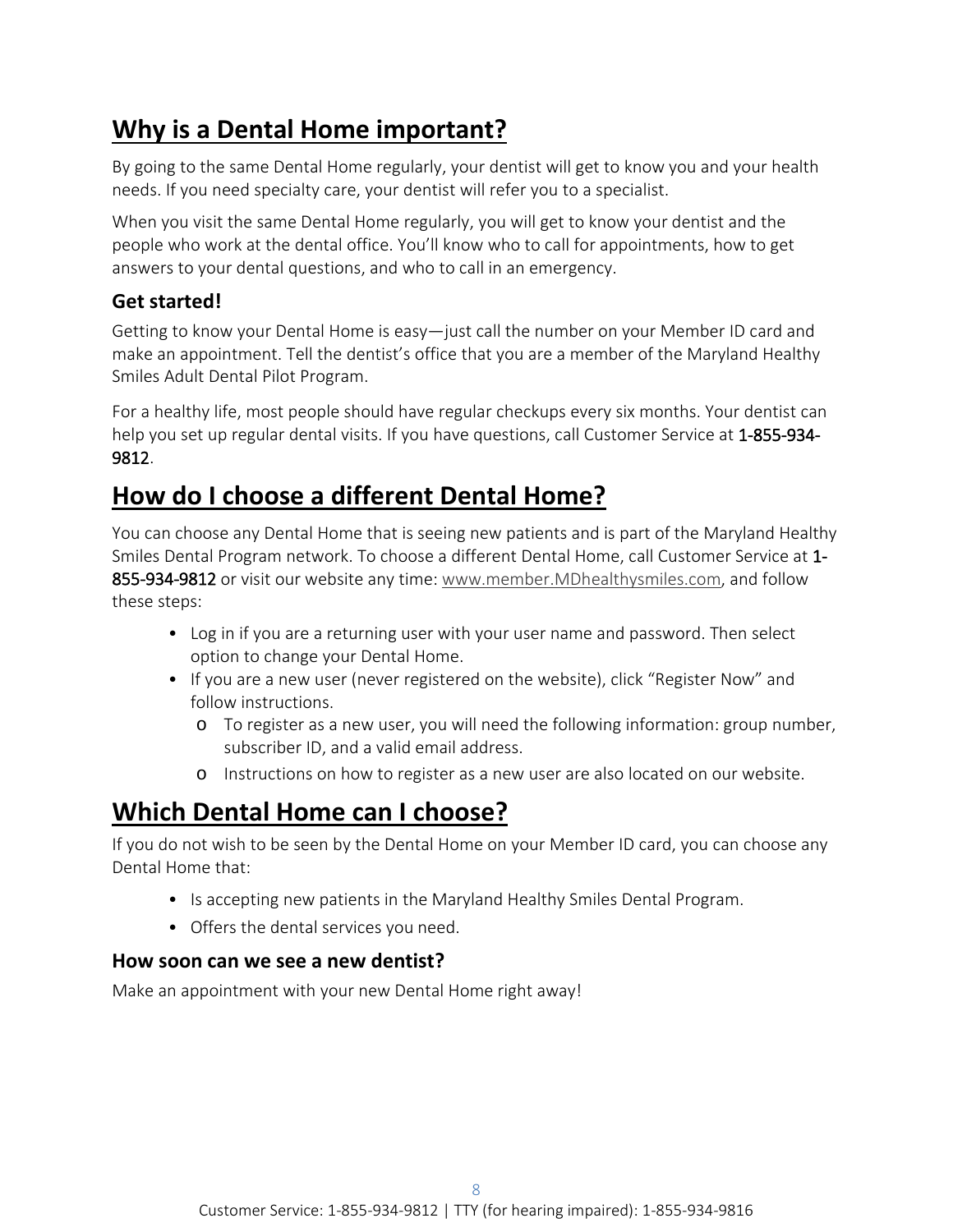## Why is a Dental Home important?

By going to the same Dental Home regularly, your dentist will get to know you and your health needs. If you need specialty care, your dentist will refer you to a specialist.

When you visit the same Dental Home regularly, you will get to know your dentist and the people who work at the dental office. You'll know who to call for appointments, how to get answers to your dental questions, and who to call in an emergency.

### Get started!

Getting to know your Dental Home is easy—just call the number on your Member ID card and make an appointment. Tell the dentist's office that you are a member of the Maryland Healthy Smiles Adult Dental Pilot Program.

For a healthy life, most people should have regular checkups every six months. Your dentist can help you set up regular dental visits. If you have questions, call Customer Service at 1-855-934-9812.

## How do I choose a different Dental Home?

You can choose any Dental Home that is seeing new patients and is part of the Maryland Healthy Smiles Dental Program network. To choose a different Dental Home, call Customer Service at 1-855-934-9812 or visit our website any time: www.member.MDhealthysmiles.com, and follow these steps:

- Log in if you are a returning user with your user name and password. Then select option to change your Dental Home.
- If you are a new user (never registered on the website), click "Register Now" and follow instructions.
  - To register as a new user, you will need the following information: group number, subscriber ID, and a valid email address.
  - Instructions on how to register as a new user are also located on our website.

## Which Dental Home can I choose?

If you do not wish to be seen by the Dental Home on your Member ID card, you can choose any Dental Home that:

- Is accepting new patients in the Maryland Healthy Smiles Dental Program.
- Offers the dental services you need.

### How soon can we see a new dentist?

Make an appointment with your new Dental Home right away!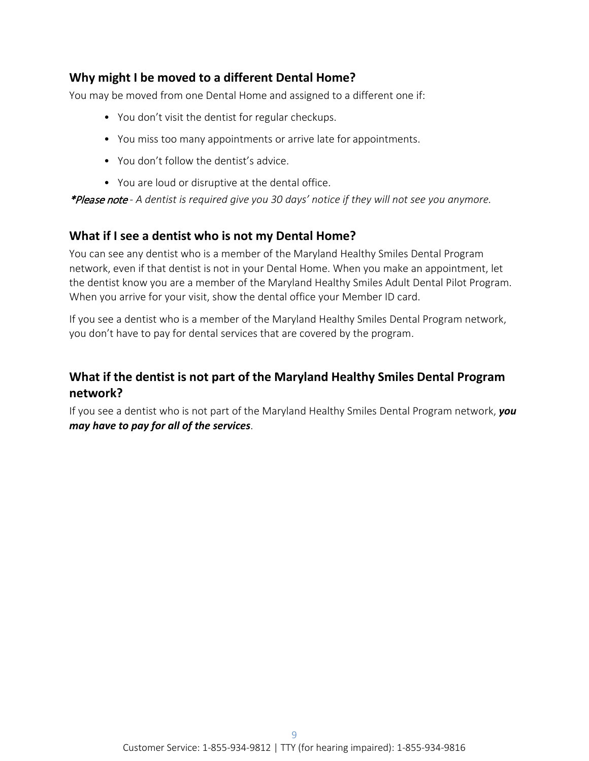## Why might I be moved to a different Dental Home?

You may be moved from one Dental Home and assigned to a different one if:

- You don't visit the dentist for regular checkups.
- You miss too many appointments or arrive late for appointments.
- You don't follow the dentist's advice.
- You are loud or disruptive at the dental office.

*\*Please note - A dentist is required give you 30 days' notice if they will not see you anymore.*

## What if I see a dentist who is not my Dental Home?

You can see any dentist who is a member of the Maryland Healthy Smiles Dental Program network, even if that dentist is not in your Dental Home. When you make an appointment, let the dentist know you are a member of the Maryland Healthy Smiles Adult Dental Pilot Program. When you arrive for your visit, show the dental office your Member ID card.

If you see a dentist who is a member of the Maryland Healthy Smiles Dental Program network, you don't have to pay for dental services that are covered by the program.

## What if the dentist is not part of the Maryland Healthy Smiles Dental Program network?

If you see a dentist who is not part of the Maryland Healthy Smiles Dental Program network, ***you may have to pay for all of the services***.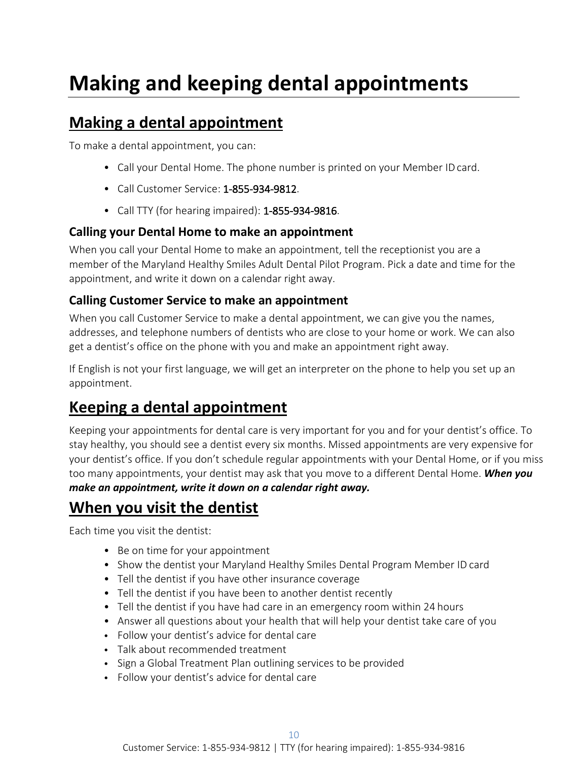# Making and keeping dental appointments

## Making a dental appointment

To make a dental appointment, you can:

- Call your Dental Home. The phone number is printed on your Member ID card.
- Call Customer Service: 1-855-934-9812.
- Call TTY (for hearing impaired): 1-855-934-9816.

### Calling your Dental Home to make an appointment

When you call your Dental Home to make an appointment, tell the receptionist you are a member of the Maryland Healthy Smiles Adult Dental Pilot Program. Pick a date and time for the appointment, and write it down on a calendar right away.

### Calling Customer Service to make an appointment

When you call Customer Service to make a dental appointment, we can give you the names, addresses, and telephone numbers of dentists who are close to your home or work. We can also get a dentist's office on the phone with you and make an appointment right away.

If English is not your first language, we will get an interpreter on the phone to help you set up an appointment.

## Keeping a dental appointment

Keeping your appointments for dental care is very important for you and for your dentist's office. To stay healthy, you should see a dentist every six months. Missed appointments are very expensive for your dentist's office. If you don't schedule regular appointments with your Dental Home, or if you miss too many appointments, your dentist may ask that you move to a different Dental Home. ***When you make an appointment, write it down on a calendar right away.***

## When you visit the dentist

Each time you visit the dentist:

- Be on time for your appointment
- Show the dentist your Maryland Healthy Smiles Dental Program Member ID card
- Tell the dentist if you have other insurance coverage
- Tell the dentist if you have been to another dentist recently
- Tell the dentist if you have had care in an emergency room within 24 hours
- Answer all questions about your health that will help your dentist take care of you
- Follow your dentist's advice for dental care
- Talk about recommended treatment
- Sign a Global Treatment Plan outlining services to be provided
- Follow your dentist's advice for dental care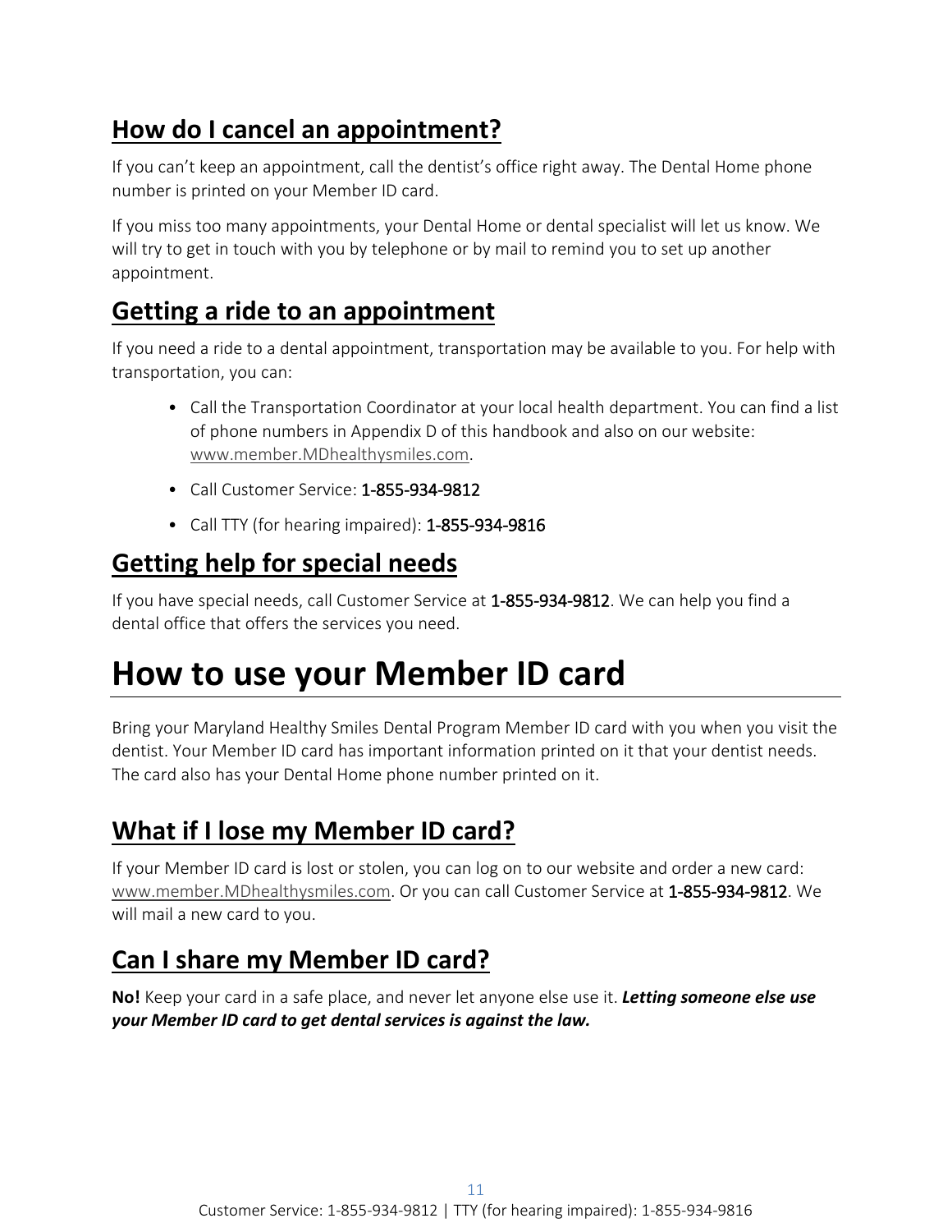## How do I cancel an appointment?

If you can't keep an appointment, call the dentist's office right away. The Dental Home phone number is printed on your Member ID card.

If you miss too many appointments, your Dental Home or dental specialist will let us know. We will try to get in touch with you by telephone or by mail to remind you to set up another appointment.

## Getting a ride to an appointment

If you need a ride to a dental appointment, transportation may be available to you. For help with transportation, you can:

- Call the Transportation Coordinator at your local health department. You can find a list of phone numbers in Appendix D of this handbook and also on our website: www.member.MDhealthysmiles.com.
- Call Customer Service: 1-855-934-9812
- Call TTY (for hearing impaired): 1-855-934-9816

## Getting help for special needs

If you have special needs, call Customer Service at 1-855-934-9812. We can help you find a dental office that offers the services you need.

# How to use your Member ID card

Bring your Maryland Healthy Smiles Dental Program Member ID card with you when you visit the dentist. Your Member ID card has important information printed on it that your dentist needs. The card also has your Dental Home phone number printed on it.

## What if I lose my Member ID card?

If your Member ID card is lost or stolen, you can log on to our website and order a new card: www.member.MDhealthysmiles.com. Or you can call Customer Service at 1-855-934-9812. We will mail a new card to you.

## Can I share my Member ID card?

**No!** Keep your card in a safe place, and never let anyone else use it. ***Letting someone else use your Member ID card to get dental services is against the law.***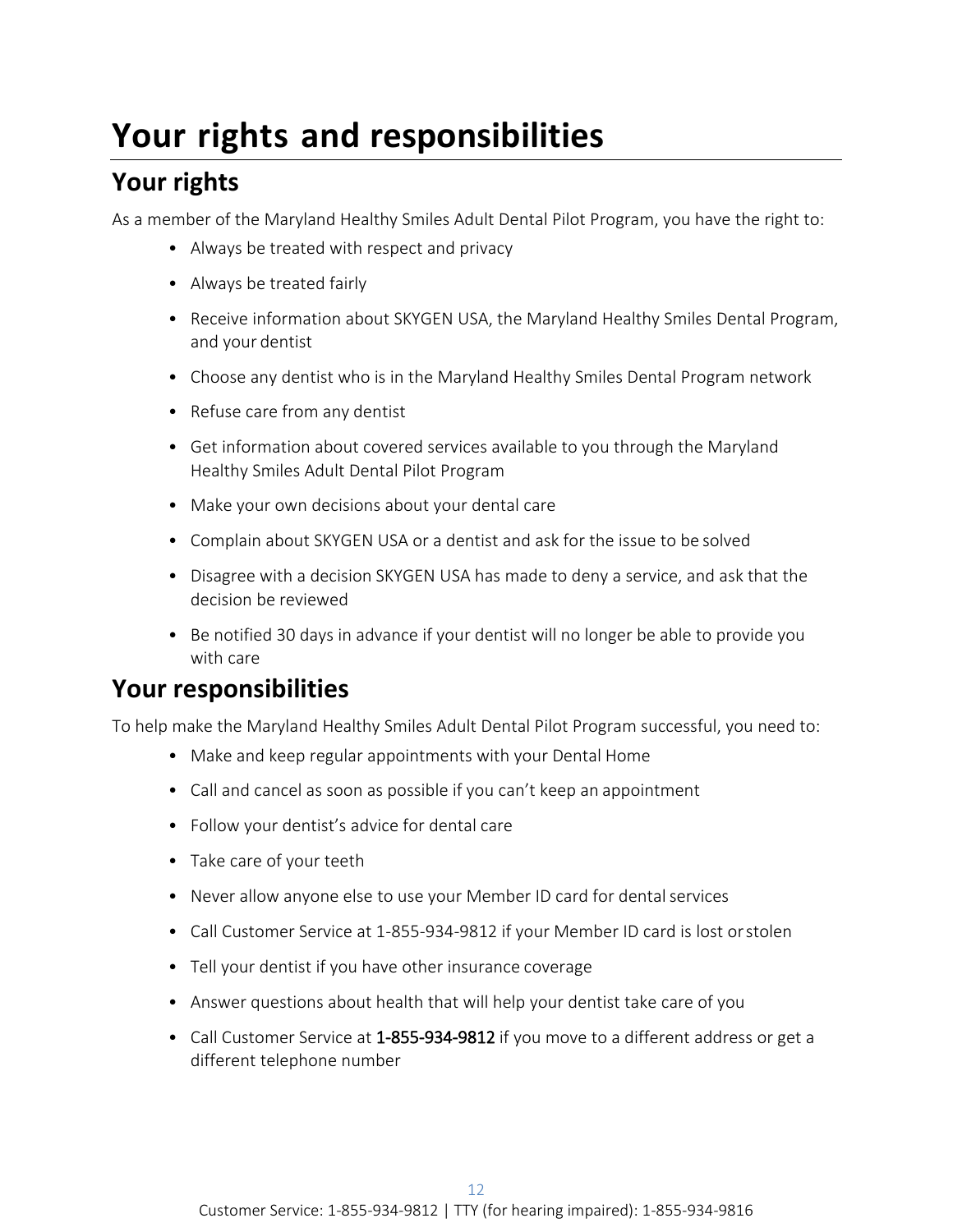# Your rights and responsibilities

## Your rights

As a member of the Maryland Healthy Smiles Adult Dental Pilot Program, you have the right to:

- Always be treated with respect and privacy
- Always be treated fairly
- Receive information about SKYGEN USA, the Maryland Healthy Smiles Dental Program, and your dentist
- Choose any dentist who is in the Maryland Healthy Smiles Dental Program network
- Refuse care from any dentist
- Get information about covered services available to you through the Maryland Healthy Smiles Adult Dental Pilot Program
- Make your own decisions about your dental care
- Complain about SKYGEN USA or a dentist and ask for the issue to be solved
- Disagree with a decision SKYGEN USA has made to deny a service, and ask that the decision be reviewed
- Be notified 30 days in advance if your dentist will no longer be able to provide you with care

## Your responsibilities

To help make the Maryland Healthy Smiles Adult Dental Pilot Program successful, you need to:

- Make and keep regular appointments with your Dental Home
- Call and cancel as soon as possible if you can't keep an appointment
- Follow your dentist's advice for dental care
- Take care of your teeth
- Never allow anyone else to use your Member ID card for dental services
- Call Customer Service at 1-855-934-9812 if your Member ID card is lost or stolen
- Tell your dentist if you have other insurance coverage
- Answer questions about health that will help your dentist take care of you
- Call Customer Service at 1-855-934-9812 if you move to a different address or get a different telephone number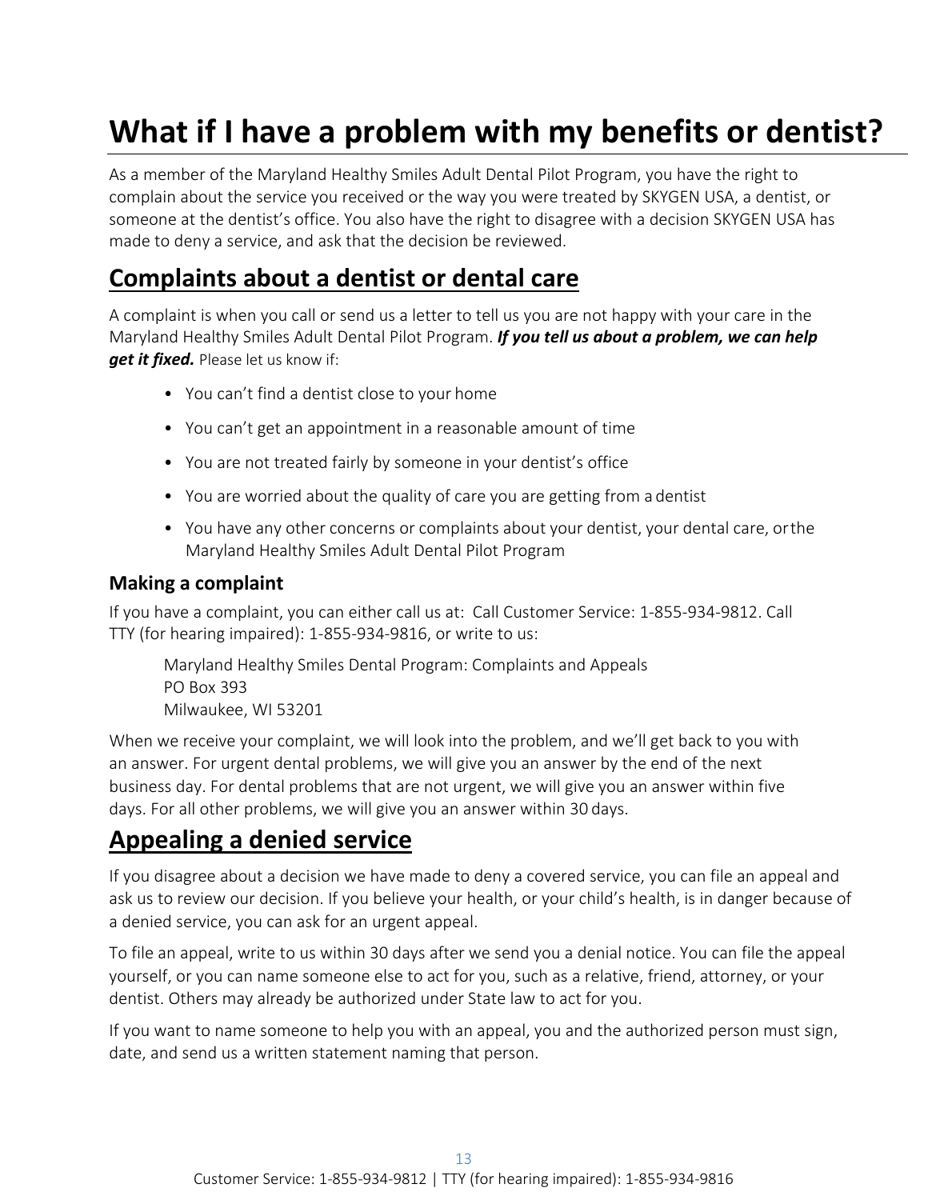# What if I have a problem with my benefits or dentist?

As a member of the Maryland Healthy Smiles Adult Dental Pilot Program, you have the right to complain about the service you received or the way you were treated by SKYGEN USA, a dentist, or someone at the dentist's office. You also have the right to disagree with a decision SKYGEN USA has made to deny a service, and ask that the decision be reviewed.

## Complaints about a dentist or dental care

A complaint is when you call or send us a letter to tell us you are not happy with your care in the Maryland Healthy Smiles Adult Dental Pilot Program. ***If you tell us about a problem, we can help get it fixed.*** Please let us know if:

- You can't find a dentist close to your home
- You can't get an appointment in a reasonable amount of time
- You are not treated fairly by someone in your dentist's office
- You are worried about the quality of care you are getting from a dentist
- You have any other concerns or complaints about your dentist, your dental care, or the Maryland Healthy Smiles Adult Dental Pilot Program

### Making a complaint

If you have a complaint, you can either call us at: Call Customer Service: 1-855-934-9812. Call TTY (for hearing impaired): 1-855-934-9816, or write to us:

> Maryland Healthy Smiles Dental Program: Complaints and Appeals
> PO Box 393
> Milwaukee, WI 53201

When we receive your complaint, we will look into the problem, and we'll get back to you with an answer. For urgent dental problems, we will give you an answer by the end of the next business day. For dental problems that are not urgent, we will give you an answer within five days. For all other problems, we will give you an answer within 30 days.

## Appealing a denied service

If you disagree about a decision we have made to deny a covered service, you can file an appeal and ask us to review our decision. If you believe your health, or your child's health, is in danger because of a denied service, you can ask for an urgent appeal.

To file an appeal, write to us within 30 days after we send you a denial notice. You can file the appeal yourself, or you can name someone else to act for you, such as a relative, friend, attorney, or your dentist. Others may already be authorized under State law to act for you.

If you want to name someone to help you with an appeal, you and the authorized person must sign, date, and send us a written statement naming that person.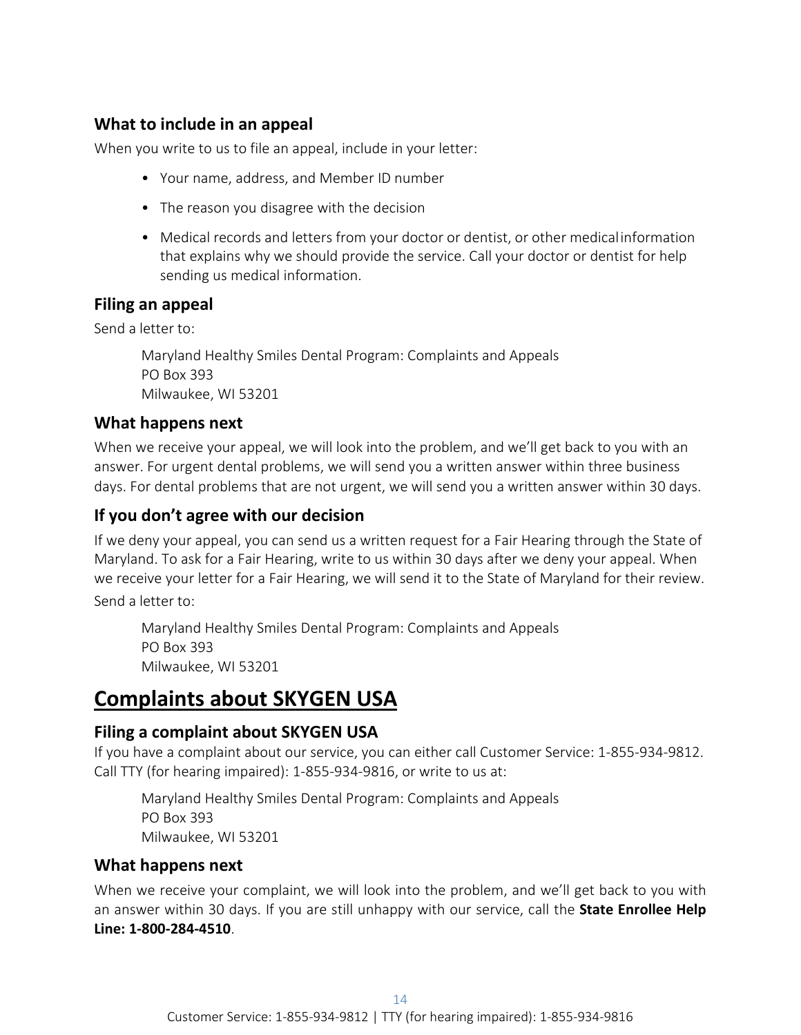### What to include in an appeal

When you write to us to file an appeal, include in your letter:

- Your name, address, and Member ID number
- The reason you disagree with the decision
- Medical records and letters from your doctor or dentist, or other medical information that explains why we should provide the service. Call your doctor or dentist for help sending us medical information.

### Filing an appeal

Send a letter to:

Maryland Healthy Smiles Dental Program: Complaints and Appeals
PO Box 393
Milwaukee, WI 53201

### What happens next

When we receive your appeal, we will look into the problem, and we'll get back to you with an answer. For urgent dental problems, we will send you a written answer within three business days. For dental problems that are not urgent, we will send you a written answer within 30 days.

### If you don't agree with our decision

If we deny your appeal, you can send us a written request for a Fair Hearing through the State of Maryland. To ask for a Fair Hearing, write to us within 30 days after we deny your appeal. When we receive your letter for a Fair Hearing, we will send it to the State of Maryland for their review.

Send a letter to:

Maryland Healthy Smiles Dental Program: Complaints and Appeals
PO Box 393
Milwaukee, WI 53201

## Complaints about SKYGEN USA

### Filing a complaint about SKYGEN USA

If you have a complaint about our service, you can either call Customer Service: 1-855-934-9812. Call TTY (for hearing impaired): 1-855-934-9816, or write to us at:

Maryland Healthy Smiles Dental Program: Complaints and Appeals
PO Box 393
Milwaukee, WI 53201

### What happens next

When we receive your complaint, we will look into the problem, and we'll get back to you with an answer within 30 days. If you are still unhappy with our service, call the **State Enrollee Help Line: 1-800-284-4510**.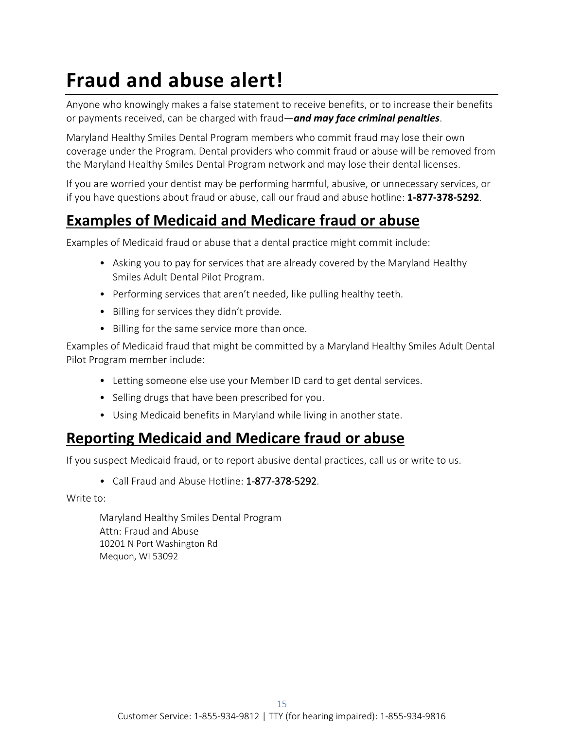# Fraud and abuse alert!

Anyone who knowingly makes a false statement to receive benefits, or to increase their benefits or payments received, can be charged with fraud—***and may face criminal penalties***.

Maryland Healthy Smiles Dental Program members who commit fraud may lose their own coverage under the Program. Dental providers who commit fraud or abuse will be removed from the Maryland Healthy Smiles Dental Program network and may lose their dental licenses.

If you are worried your dentist may be performing harmful, abusive, or unnecessary services, or if you have questions about fraud or abuse, call our fraud and abuse hotline: **1-877-378-5292**.

## Examples of Medicaid and Medicare fraud or abuse

Examples of Medicaid fraud or abuse that a dental practice might commit include:

- Asking you to pay for services that are already covered by the Maryland Healthy Smiles Adult Dental Pilot Program.
- Performing services that aren't needed, like pulling healthy teeth.
- Billing for services they didn't provide.
- Billing for the same service more than once.

Examples of Medicaid fraud that might be committed by a Maryland Healthy Smiles Adult Dental Pilot Program member include:

- Letting someone else use your Member ID card to get dental services.
- Selling drugs that have been prescribed for you.
- Using Medicaid benefits in Maryland while living in another state.

## Reporting Medicaid and Medicare fraud or abuse

If you suspect Medicaid fraud, or to report abusive dental practices, call us or write to us.

- Call Fraud and Abuse Hotline: 1-877-378-5292.

Write to:

Maryland Healthy Smiles Dental Program
Attn: Fraud and Abuse
10201 N Port Washington Rd
Mequon, WI 53092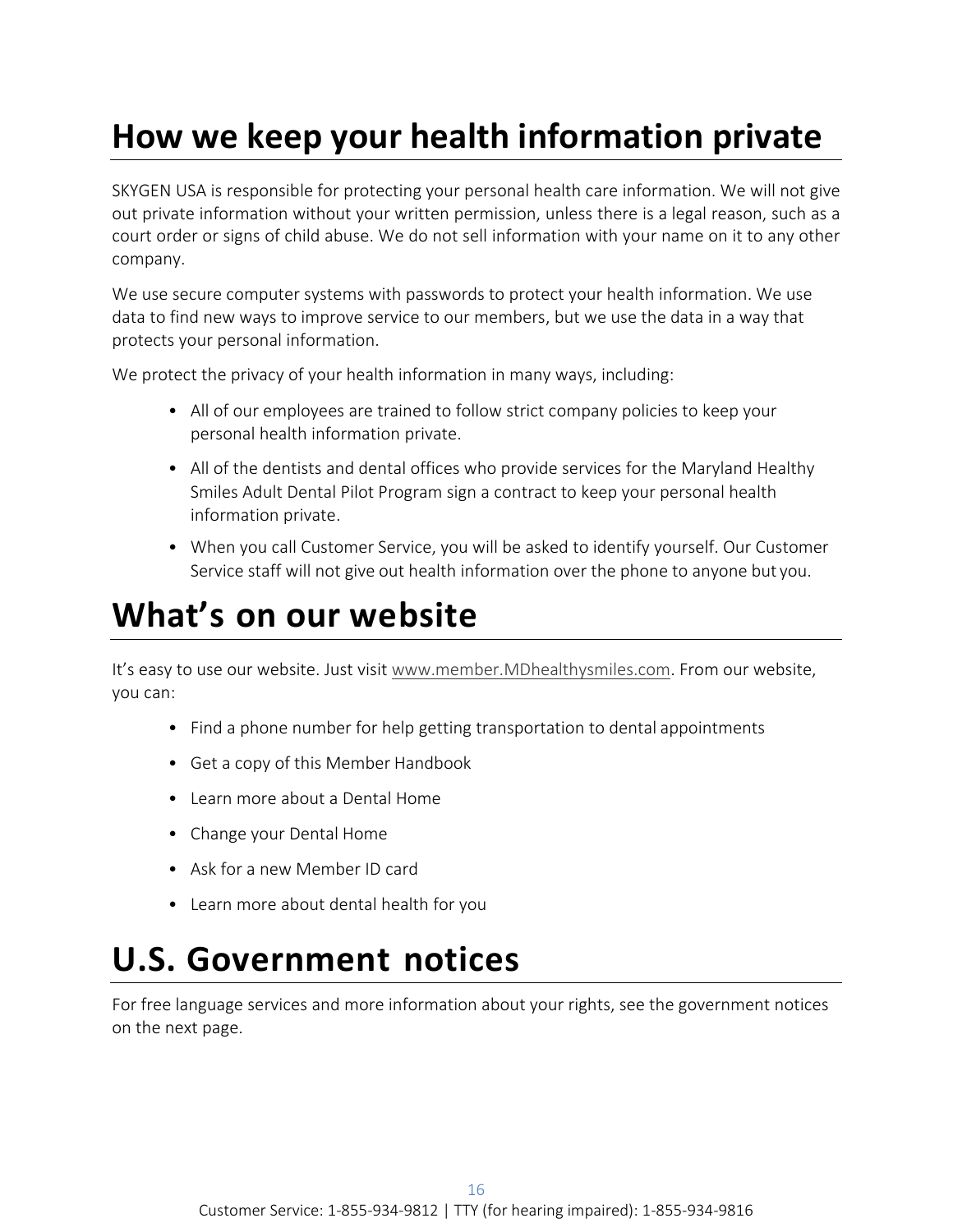# How we keep your health information private

SKYGEN USA is responsible for protecting your personal health care information. We will not give out private information without your written permission, unless there is a legal reason, such as a court order or signs of child abuse. We do not sell information with your name on it to any other company.

We use secure computer systems with passwords to protect your health information. We use data to find new ways to improve service to our members, but we use the data in a way that protects your personal information.

We protect the privacy of your health information in many ways, including:

- All of our employees are trained to follow strict company policies to keep your personal health information private.
- All of the dentists and dental offices who provide services for the Maryland Healthy Smiles Adult Dental Pilot Program sign a contract to keep your personal health information private.
- When you call Customer Service, you will be asked to identify yourself. Our Customer Service staff will not give out health information over the phone to anyone but you.

# What's on our website

It's easy to use our website. Just visit www.member.MDhealthysmiles.com. From our website, you can:

- Find a phone number for help getting transportation to dental appointments
- Get a copy of this Member Handbook
- Learn more about a Dental Home
- Change your Dental Home
- Ask for a new Member ID card
- Learn more about dental health for you

# U.S. Government notices

For free language services and more information about your rights, see the government notices on the next page.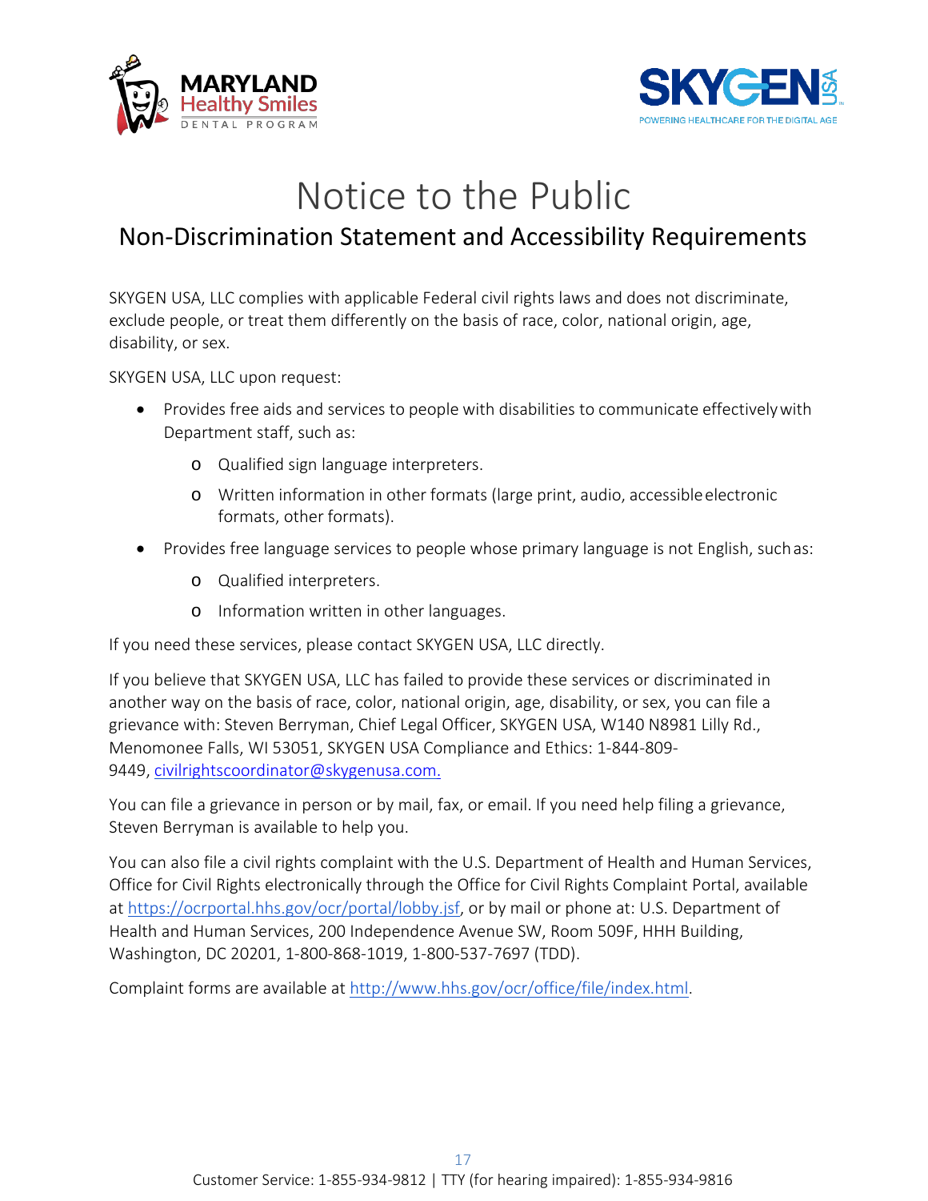# Notice to the Public

## Non-Discrimination Statement and Accessibility Requirements

SKYGEN USA, LLC complies with applicable Federal civil rights laws and does not discriminate, exclude people, or treat them differently on the basis of race, color, national origin, age, disability, or sex.

SKYGEN USA, LLC upon request:

- Provides free aids and services to people with disabilities to communicate effectively with Department staff, such as:
  - Qualified sign language interpreters.
  - Written information in other formats (large print, audio, accessible electronic formats, other formats).
- Provides free language services to people whose primary language is not English, such as:
  - Qualified interpreters.
  - Information written in other languages.

If you need these services, please contact SKYGEN USA, LLC directly.

If you believe that SKYGEN USA, LLC has failed to provide these services or discriminated in another way on the basis of race, color, national origin, age, disability, or sex, you can file a grievance with: Steven Berryman, Chief Legal Officer, SKYGEN USA, W140 N8981 Lilly Rd., Menomonee Falls, WI 53051, SKYGEN USA Compliance and Ethics: 1-844-809-9449, civilrightscoordinator@skygenusa.com.

You can file a grievance in person or by mail, fax, or email. If you need help filing a grievance, Steven Berryman is available to help you.

You can also file a civil rights complaint with the U.S. Department of Health and Human Services, Office for Civil Rights electronically through the Office for Civil Rights Complaint Portal, available at https://ocrportal.hhs.gov/ocr/portal/lobby.jsf, or by mail or phone at: U.S. Department of Health and Human Services, 200 Independence Avenue SW, Room 509F, HHH Building, Washington, DC 20201, 1-800-868-1019, 1-800-537-7697 (TDD).

Complaint forms are available at http://www.hhs.gov/ocr/office/file/index.html.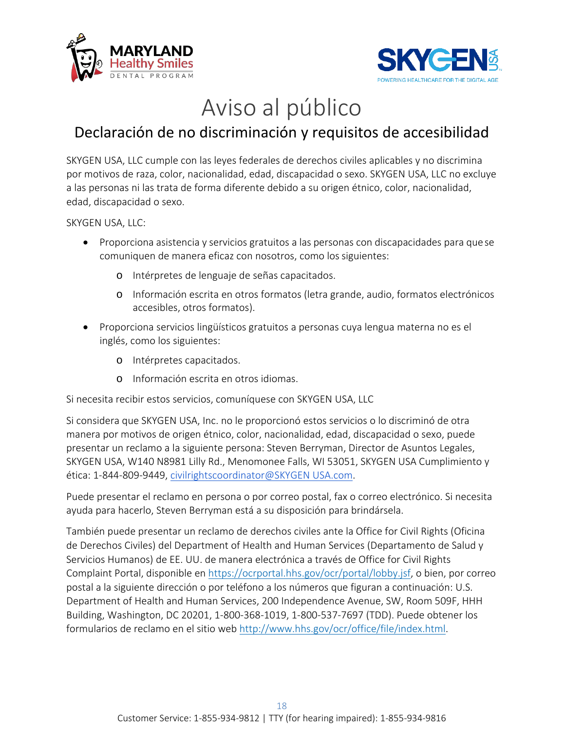# Aviso al público

## Declaración de no discriminación y requisitos de accesibilidad

SKYGEN USA, LLC cumple con las leyes federales de derechos civiles aplicables y no discrimina por motivos de raza, color, nacionalidad, edad, discapacidad o sexo. SKYGEN USA, LLC no excluye a las personas ni las trata de forma diferente debido a su origen étnico, color, nacionalidad, edad, discapacidad o sexo.

SKYGEN USA, LLC:

- Proporciona asistencia y servicios gratuitos a las personas con discapacidades para que se comuniquen de manera eficaz con nosotros, como los siguientes:
  - Intérpretes de lenguaje de señas capacitados.
  - Información escrita en otros formatos (letra grande, audio, formatos electrónicos accesibles, otros formatos).
- Proporciona servicios lingüísticos gratuitos a personas cuya lengua materna no es el inglés, como los siguientes:
  - Intérpretes capacitados.
  - Información escrita en otros idiomas.

Si necesita recibir estos servicios, comuníquese con SKYGEN USA, LLC

Si considera que SKYGEN USA, Inc. no le proporcionó estos servicios o lo discriminó de otra manera por motivos de origen étnico, color, nacionalidad, edad, discapacidad o sexo, puede presentar un reclamo a la siguiente persona: Steven Berryman, Director de Asuntos Legales, SKYGEN USA, W140 N8981 Lilly Rd., Menomonee Falls, WI 53051, SKYGEN USA Cumplimiento y ética: 1-844-809-9449, civilrightscoordinator@SKYGEN USA.com.

Puede presentar el reclamo en persona o por correo postal, fax o correo electrónico. Si necesita ayuda para hacerlo, Steven Berryman está a su disposición para brindársela.

También puede presentar un reclamo de derechos civiles ante la Office for Civil Rights (Oficina de Derechos Civiles) del Department of Health and Human Services (Departamento de Salud y Servicios Humanos) de EE. UU. de manera electrónica a través de Office for Civil Rights Complaint Portal, disponible en https://ocrportal.hhs.gov/ocr/portal/lobby.jsf, o bien, por correo postal a la siguiente dirección o por teléfono a los números que figuran a continuación: U.S. Department of Health and Human Services, 200 Independence Avenue, SW, Room 509F, HHH Building, Washington, DC 20201, 1-800-368-1019, 1-800-537-7697 (TDD). Puede obtener los formularios de reclamo en el sitio web http://www.hhs.gov/ocr/office/file/index.html.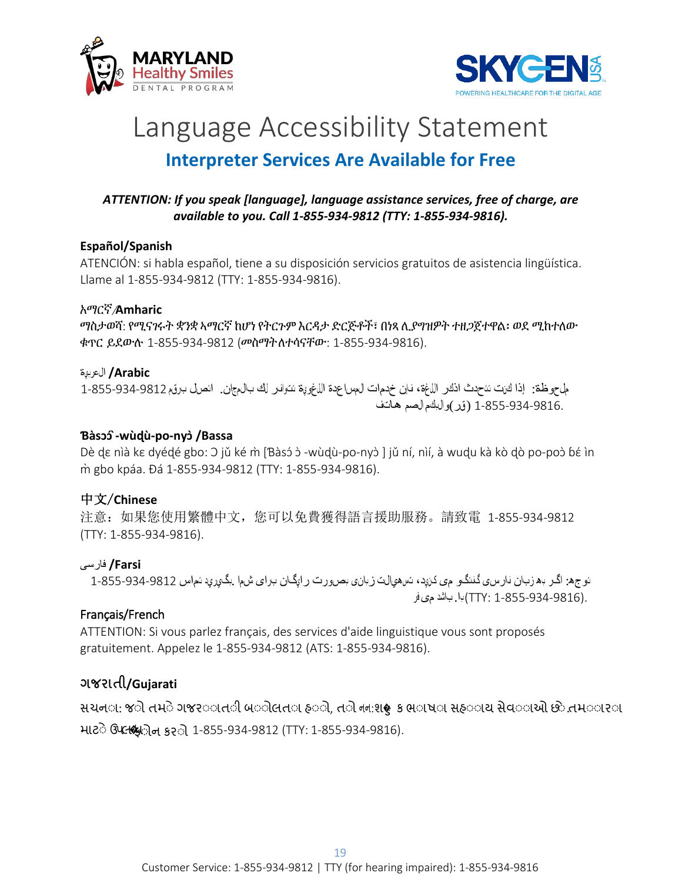# Language Accessibility Statement

## Interpreter Services Are Available for Free

***ATTENTION: If you speak [language], language assistance services, free of charge, are available to you. Call 1-855-934-9812 (TTY: 1-855-934-9816).***

**Español/Spanish**

ATENCIÓN: si habla español, tiene a su disposición servicios gratuitos de asistencia lingüística. Llame al 1-855-934-9812 (TTY: 1-855-934-9816).

**አማርኛ/Amharic**

ማስታወሻ: የሚናገሩት ቋንቋ ኣማርኛ ከሆነ የትርጉም እርዳታ ድርጅቶች፣ በነጻ ሊያግዝዎት ተዘጋጀተዋል፡ ወደ ሚከተለው ቁጥር ይደውሉ 1-855-934-9812 (መስማት ለተሳናቸው: 1-855-934-9816).

**العربية/ Arabic**

ملحوظة: إذا كنت تتحدث اذكر اللغة، فإن خدمات المساعدة اللغوية تتوافر لك بالمجان. اتصل برقم 1-855-934-9812 1-855-934-9816. (رقم هاتف الصم والبكم)

**Ɓàsɔ́ɔ̀-wùɖù-po-nyɔ̀ /Bassa**

Dè ɖɛ nìà kɛ dyéɖé gbo: Ɔ jǔ ké m̀ [Ɓàsɔ́ɔ̀-wùɖù-po-nyɔ̀ ] jǔ ní, nìí, à wuɖu kà kò ɖò po-poɔ̀ ɓɛ́ìn m̀ gbo kpáa. Ɖá 1-855-934-9812 (TTY: 1-855-934-9816).

**中文/Chinese**

注意：如果您使用繁體中文，您可以免費獲得語言援助服務。請致電 1-855-934-9812 (TTY: 1-855-934-9816).

**فارسی/ Farsi**

توجه: اگر به زبان فارسی گفتگو می کنید، تسهیلات زبانی بصورت رایگان برای شما فراهم می باشد. با 1-855-934-9812 تماس بگیرید (TTY: 1-855-934-9816).

**Français/French**

ATTENTION: Si vous parlez français, des services d'aide linguistique vous sont proposés gratuitement. Appelez le 1-855-934-9812 (ATS: 1-855-934-9816).

**ગુજરાતી/Gujarati**

સુચના: જો તમે ગુજરાતી બોલતા હો, તો નિ:શુલ્ક ભાષા સહાય સેવાઓ તમારા માટે ઉપલબ્ધ છે. ફોન કરો 1-855-934-9812 (TTY: 1-855-934-9816).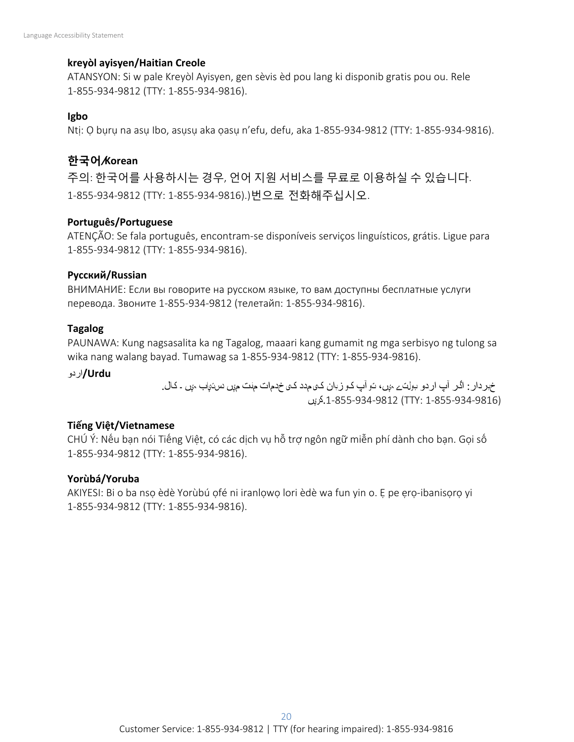**kreyòl ayisyen/Haitian Creole**
ATANSYON: Si w pale Kreyòl Ayisyen, gen sèvis èd pou lang ki disponib gratis pou ou. Rele 1-855-934-9812 (TTY: 1-855-934-9816).

**Igbo**
Ntị: Ọ bụrụ na asụ Ibo, asụsụ aka ọasụ n'efu, defu, aka 1-855-934-9812 (TTY: 1-855-934-9816).

**한국어/Korean**
주의: 한국어를 사용하시는 경우, 언어 지원 서비스를 무료로 이용하실 수 있습니다. 1-855-934-9812 (TTY: 1-855-934-9816).)번으로 전화해주십시오.

**Português/Portuguese**
ATENÇÃO: Se fala português, encontram-se disponíveis serviços linguísticos, grátis. Ligue para 1-855-934-9812 (TTY: 1-855-934-9816).

**Русский/Russian**
ВНИМАНИЕ: Если вы говорите на русском языке, то вам доступны бесплатные услуги перевода. Звоните 1-855-934-9812 (телетайп: 1-855-934-9816).

**Tagalog**
PAUNAWA: Kung nagsasalita ka ng Tagalog, maaari kang gumamit ng mga serbisyo ng tulong sa wika nang walang bayad. Tumawag sa 1-855-934-9812 (TTY: 1-855-934-9816).

**اردو/Urdu**
خبردار: اگر آپ اردو بولتے ہیں، تو آپ کو زبان کی مدد کی خدمات مفت میں دستیاب ہیں ۔ کال کریں 1-855-934-9812 (TTY: 1-855-934-9816).

**Tiếng Việt/Vietnamese**
CHÚ Ý: Nếu bạn nói Tiếng Việt, có các dịch vụ hỗ trợ ngôn ngữ miễn phí dành cho bạn. Gọi số 1-855-934-9812 (TTY: 1-855-934-9816).

**Yorùbá/Yoruba**
AKIYESI: Bi o ba nsọ èdè Yorùbú ọfé ni iranlọwọ lori èdè wa fun yin o. Ẹ pe ẹrọ-ibanisọrọ yi 1-855-934-9812 (TTY: 1-855-934-9816).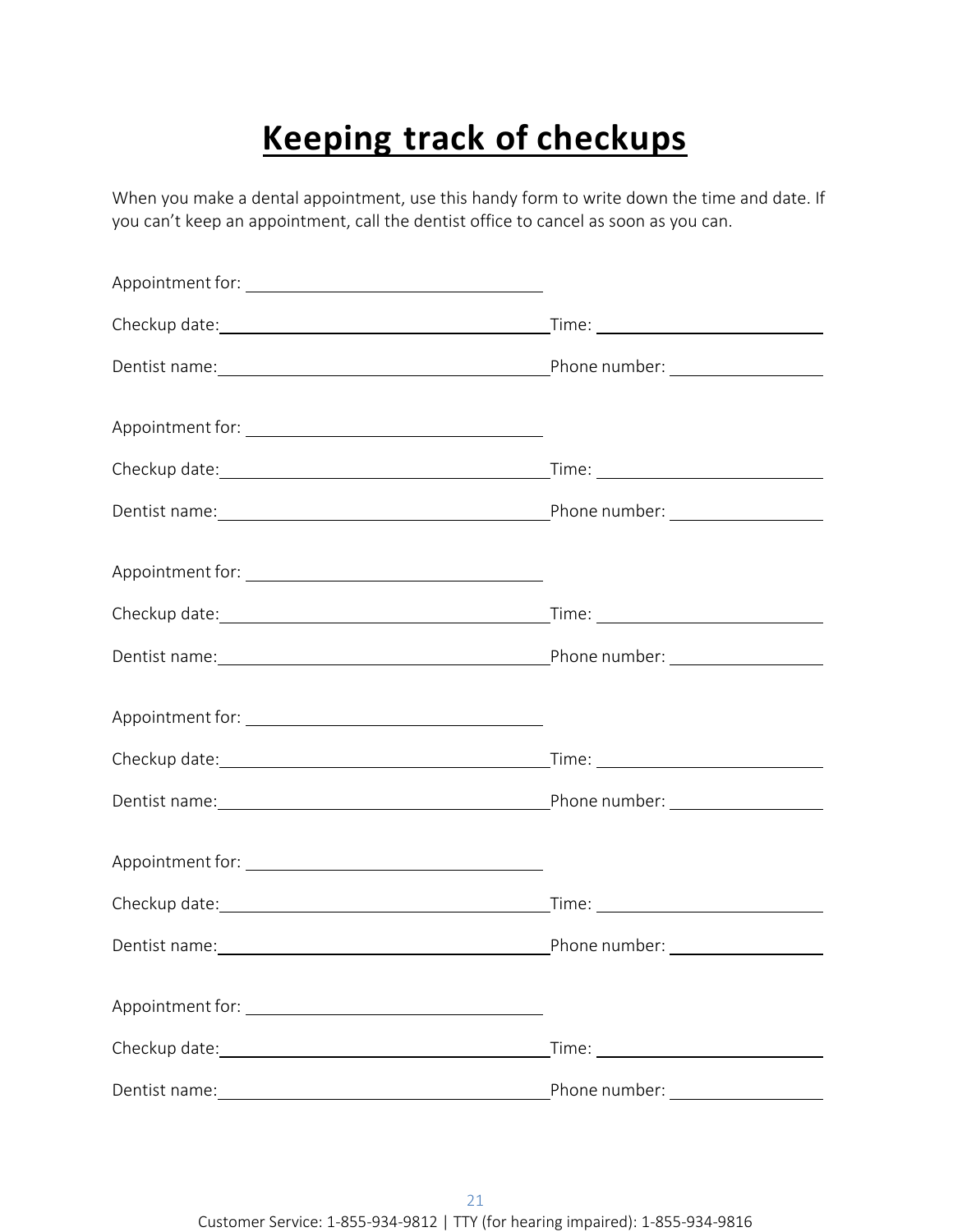# Keeping track of checkups

When you make a dental appointment, use this handy form to write down the time and date. If you can't keep an appointment, call the dentist office to cancel as soon as you can.

Appointment for: ______________________________

Checkup date: ______________________________ Time: ______________________

Dentist name: ______________________________ Phone number: ______________

Appointment for: ______________________________

Checkup date: ______________________________ Time: ______________________

Dentist name: ______________________________ Phone number: ______________

Appointment for: ______________________________

Checkup date: ______________________________ Time: ______________________

Dentist name: ______________________________ Phone number: ______________

Appointment for: ______________________________

Checkup date: ______________________________ Time: ______________________

Dentist name: ______________________________ Phone number: ______________

Appointment for: ______________________________

Checkup date: ______________________________ Time: ______________________

Dentist name: ______________________________ Phone number: ______________

Appointment for: ______________________________

Checkup date: ______________________________ Time: ______________________

Dentist name: ______________________________ Phone number: ______________

Customer Service: 1-855-934-9812 | TTY (for hearing impaired): 1-855-934-9816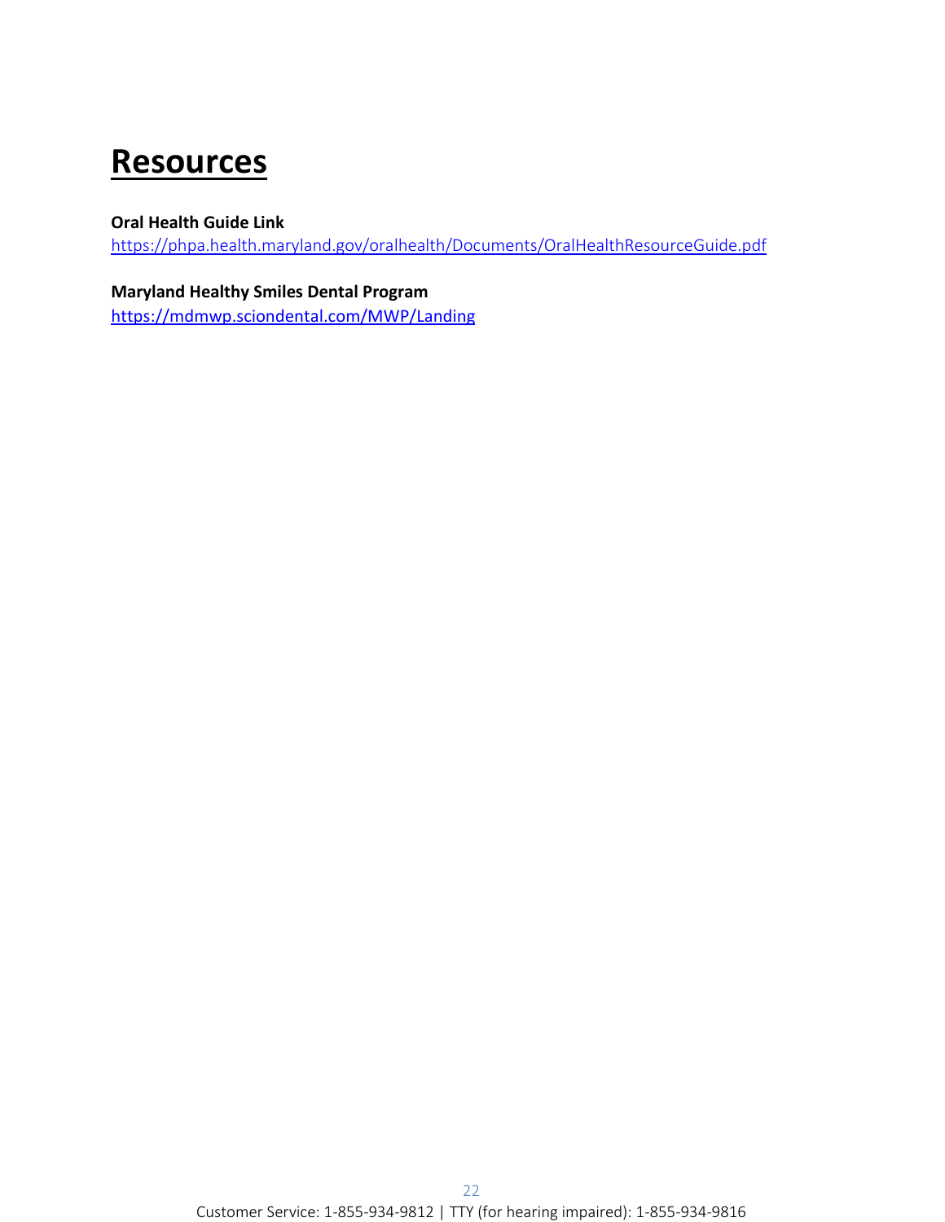# Resources

**Oral Health Guide Link**
https://phpa.health.maryland.gov/oralhealth/Documents/OralHealthResourceGuide.pdf

**Maryland Healthy Smiles Dental Program**
https://mdmwp.sciondental.com/MWP/Landing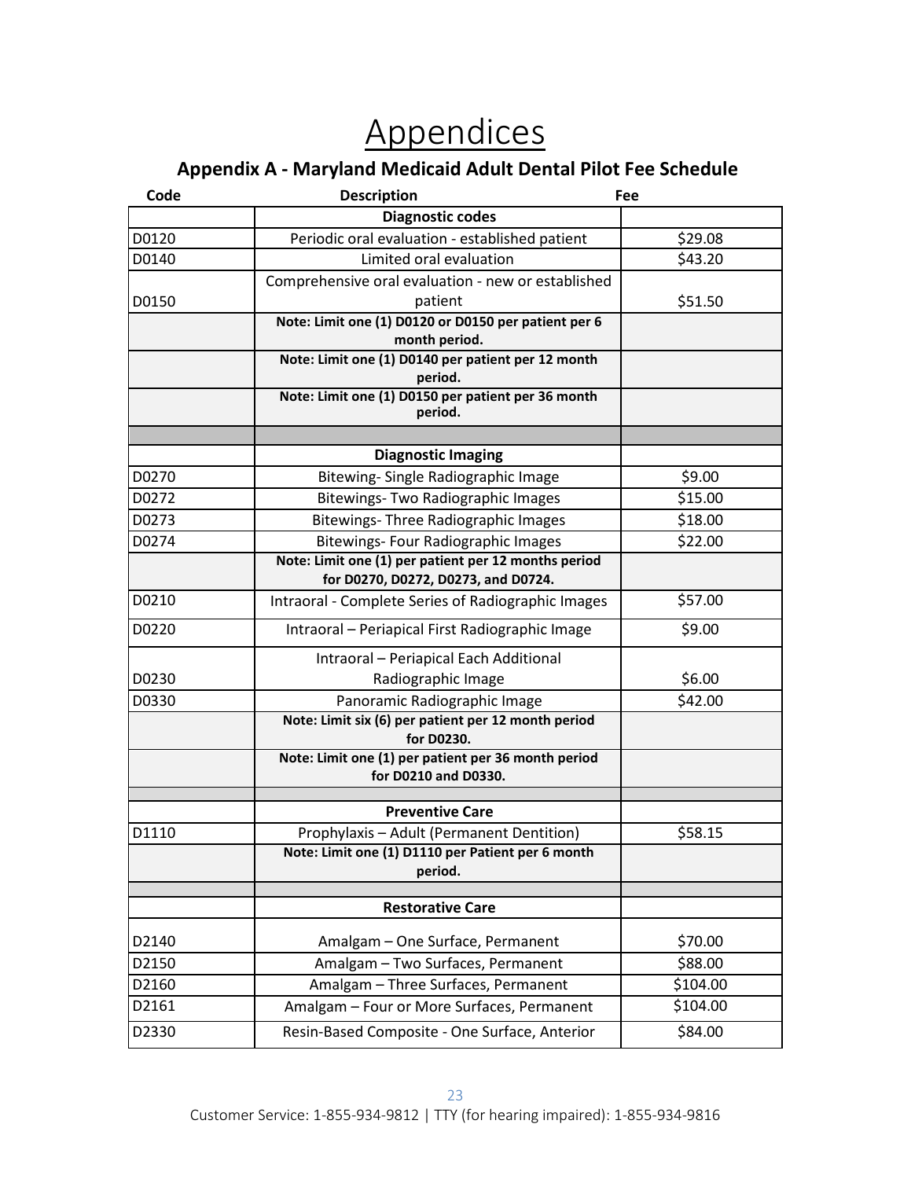# Appendices

## Appendix A - Maryland Medicaid Adult Dental Pilot Fee Schedule

| Code | Description | Fee |
|---|---|---|
| | **Diagnostic codes** | |
| D0120 | Periodic oral evaluation - established patient | $29.08 |
| D0140 | Limited oral evaluation | $43.20 |
| D0150 | Comprehensive oral evaluation - new or established patient | $51.50 |
| | **Note: Limit one (1) D0120 or D0150 per patient per 6 month period.** | |
| | **Note: Limit one (1) D0140 per patient per 12 month period.** | |
| | **Note: Limit one (1) D0150 per patient per 36 month period.** | |
| | | |
| | **Diagnostic Imaging** | |
| D0270 | Bitewing- Single Radiographic Image | $9.00 |
| D0272 | Bitewings- Two Radiographic Images | $15.00 |
| D0273 | Bitewings- Three Radiographic Images | $18.00 |
| D0274 | Bitewings- Four Radiographic Images | $22.00 |
| | **Note: Limit one (1) per patient per 12 months period for D0270, D0272, D0273, and D0724.** | |
| D0210 | Intraoral - Complete Series of Radiographic Images | $57.00 |
| D0220 | Intraoral – Periapical First Radiographic Image | $9.00 |
| D0230 | Intraoral – Periapical Each Additional Radiographic Image | $6.00 |
| D0330 | Panoramic Radiographic Image | $42.00 |
| | **Note: Limit six (6) per patient per 12 month period for D0230.** | |
| | **Note: Limit one (1) per patient per 36 month period for D0210 and D0330.** | |
| | | |
| | **Preventive Care** | |
| D1110 | Prophylaxis – Adult (Permanent Dentition) | $58.15 |
| | **Note: Limit one (1) D1110 per Patient per 6 month period.** | |
| | | |
| | **Restorative Care** | |
| D2140 | Amalgam – One Surface, Permanent | $70.00 |
| D2150 | Amalgam – Two Surfaces, Permanent | $88.00 |
| D2160 | Amalgam – Three Surfaces, Permanent | $104.00 |
| D2161 | Amalgam – Four or More Surfaces, Permanent | $104.00 |
| D2330 | Resin-Based Composite - One Surface, Anterior | $84.00 |

Customer Service: 1-855-934-9812 | TTY (for hearing impaired): 1-855-934-9816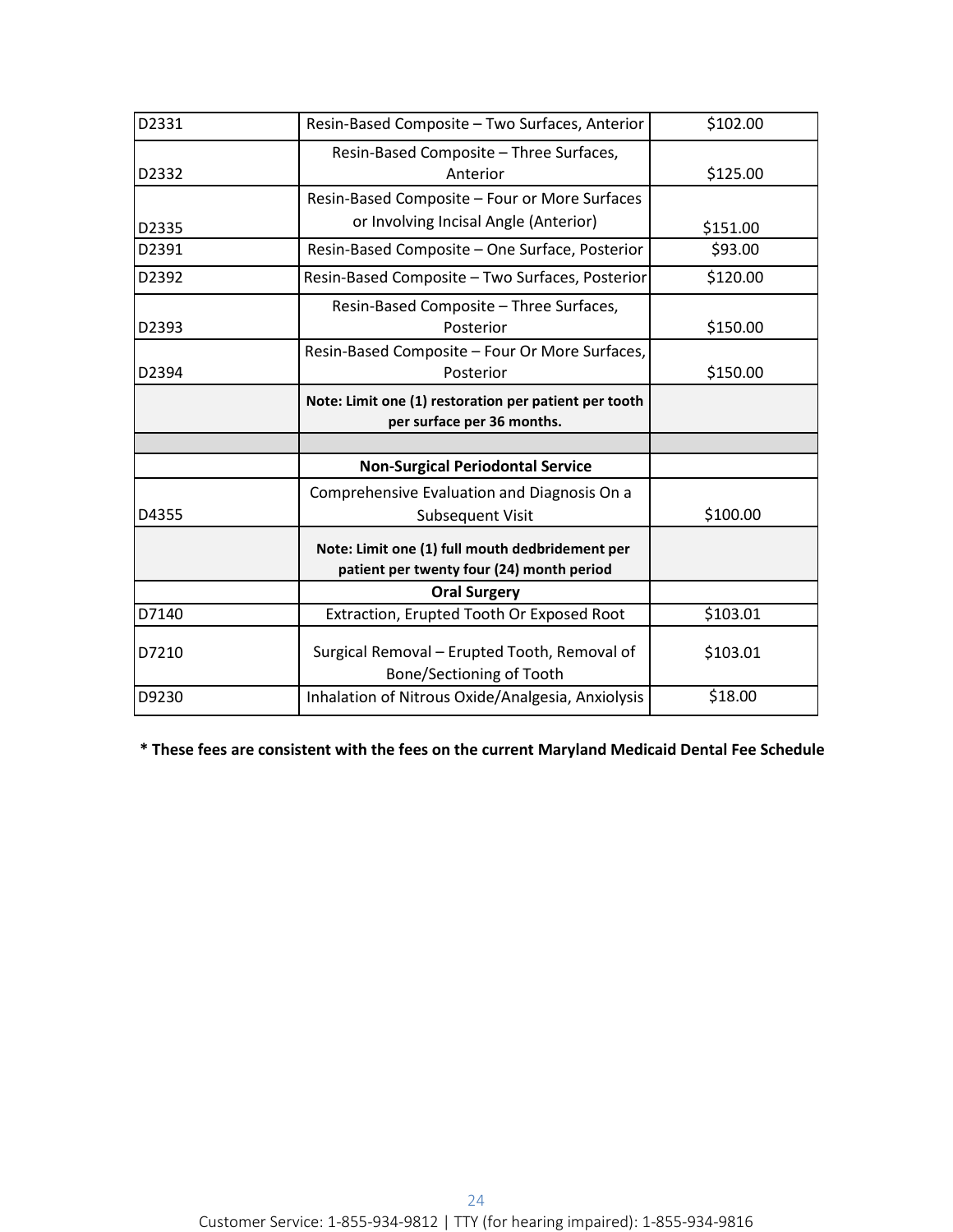| | | |
|---|---|---|
| D2331 | Resin-Based Composite – Two Surfaces, Anterior | $102.00 |
| D2332 | Resin-Based Composite – Three Surfaces, Anterior | $125.00 |
| D2335 | Resin-Based Composite – Four or More Surfaces or Involving Incisal Angle (Anterior) | $151.00 |
| D2391 | Resin-Based Composite – One Surface, Posterior | $93.00 |
| D2392 | Resin-Based Composite – Two Surfaces, Posterior | $120.00 |
| D2393 | Resin-Based Composite – Three Surfaces, Posterior | $150.00 |
| D2394 | Resin-Based Composite – Four Or More Surfaces, Posterior | $150.00 |
| | **Note: Limit one (1) restoration per patient per tooth per surface per 36 months.** | |
| | | |
| | **Non-Surgical Periodontal Service** | |
| D4355 | Comprehensive Evaluation and Diagnosis On a Subsequent Visit | $100.00 |
| | **Note: Limit one (1) full mouth dedbridement per patient per twenty four (24) month period** | |
| | **Oral Surgery** | |
| D7140 | Extraction, Erupted Tooth Or Exposed Root | $103.01 |
| D7210 | Surgical Removal – Erupted Tooth, Removal of Bone/Sectioning of Tooth | $103.01 |
| D9230 | Inhalation of Nitrous Oxide/Analgesia, Anxiolysis | $18.00 |

**\* These fees are consistent with the fees on the current Maryland Medicaid Dental Fee Schedule**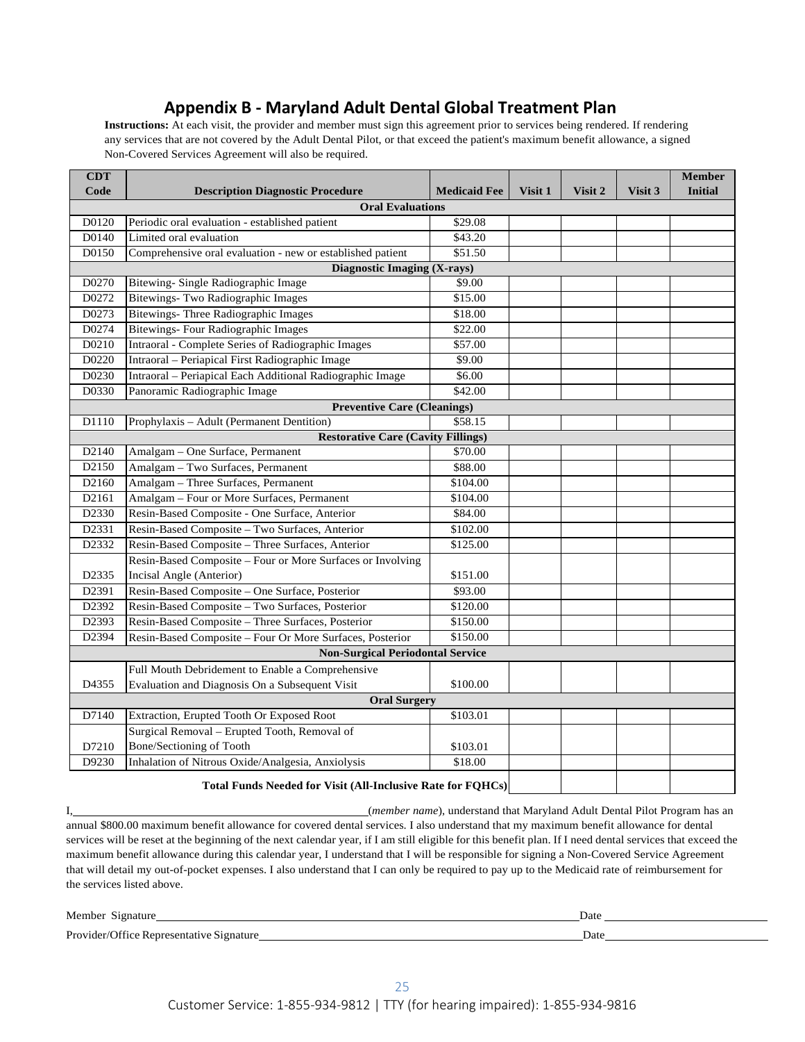# Appendix B - Maryland Adult Dental Global Treatment Plan

**Instructions:** At each visit, the provider and member must sign this agreement prior to services being rendered. If rendering any services that are not covered by the Adult Dental Pilot, or that exceed the patient's maximum benefit allowance, a signed Non-Covered Services Agreement will also be required.

| CDT Code | Description Diagnostic Procedure | Medicaid Fee | Visit 1 | Visit 2 | Visit 3 | Member Initial |
|---|---|---|---|---|---|---|
| | **Oral Evaluations** | | | | | |
| D0120 | Periodic oral evaluation - established patient | $29.08 | | | | |
| D0140 | Limited oral evaluation | $43.20 | | | | |
| D0150 | Comprehensive oral evaluation - new or established patient | $51.50 | | | | |
| | **Diagnostic Imaging (X-rays)** | | | | | |
| D0270 | Bitewing- Single Radiographic Image | $9.00 | | | | |
| D0272 | Bitewings- Two Radiographic Images | $15.00 | | | | |
| D0273 | Bitewings- Three Radiographic Images | $18.00 | | | | |
| D0274 | Bitewings- Four Radiographic Images | $22.00 | | | | |
| D0210 | Intraoral - Complete Series of Radiographic Images | $57.00 | | | | |
| D0220 | Intraoral – Periapical First Radiographic Image | $9.00 | | | | |
| D0230 | Intraoral – Periapical Each Additional Radiographic Image | $6.00 | | | | |
| D0330 | Panoramic Radiographic Image | $42.00 | | | | |
| | **Preventive Care (Cleanings)** | | | | | |
| D1110 | Prophylaxis – Adult (Permanent Dentition) | $58.15 | | | | |
| | **Restorative Care (Cavity Fillings)** | | | | | |
| D2140 | Amalgam – One Surface, Permanent | $70.00 | | | | |
| D2150 | Amalgam – Two Surfaces, Permanent | $88.00 | | | | |
| D2160 | Amalgam – Three Surfaces, Permanent | $104.00 | | | | |
| D2161 | Amalgam – Four or More Surfaces, Permanent | $104.00 | | | | |
| D2330 | Resin-Based Composite - One Surface, Anterior | $84.00 | | | | |
| D2331 | Resin-Based Composite – Two Surfaces, Anterior | $102.00 | | | | |
| D2332 | Resin-Based Composite – Three Surfaces, Anterior | $125.00 | | | | |
| D2335 | Resin-Based Composite – Four or More Surfaces or Involving Incisal Angle (Anterior) | $151.00 | | | | |
| D2391 | Resin-Based Composite – One Surface, Posterior | $93.00 | | | | |
| D2392 | Resin-Based Composite – Two Surfaces, Posterior | $120.00 | | | | |
| D2393 | Resin-Based Composite – Three Surfaces, Posterior | $150.00 | | | | |
| D2394 | Resin-Based Composite – Four Or More Surfaces, Posterior | $150.00 | | | | |
| | **Non-Surgical Periodontal Service** | | | | | |
| D4355 | Full Mouth Debridement to Enable a Comprehensive Evaluation and Diagnosis On a Subsequent Visit | $100.00 | | | | |
| | **Oral Surgery** | | | | | |
| D7140 | Extraction, Erupted Tooth Or Exposed Root | $103.01 | | | | |
| D7210 | Surgical Removal – Erupted Tooth, Removal of Bone/Sectioning of Tooth | $103.01 | | | | |
| D9230 | Inhalation of Nitrous Oxide/Analgesia, Anxiolysis | $18.00 | | | | |
| | **Total Funds Needed for Visit (All-Inclusive Rate for FQHCs)** | | | | | |

I, \_\_\_\_\_\_\_\_\_\_\_\_\_\_\_\_\_\_\_\_\_\_\_\_\_\_\_\_\_\_\_\_ (*member name*), understand that Maryland Adult Dental Pilot Program has an annual $800.00 maximum benefit allowance for covered dental services. I also understand that my maximum benefit allowance for dental services will be reset at the beginning of the next calendar year, if I am still eligible for this benefit plan. If I need dental services that exceed the maximum benefit allowance during this calendar year, I understand that I will be responsible for signing a Non-Covered Service Agreement that will detail my out-of-pocket expenses. I also understand that I can only be required to pay up to the Medicaid rate of reimbursement for the services listed above.

Member Signature \_\_\_\_\_\_\_\_\_\_\_\_\_\_\_\_\_\_\_\_\_\_\_\_\_\_\_\_\_\_\_\_ Date \_\_\_\_\_\_\_\_\_\_\_\_\_\_\_\_

Provider/Office Representative Signature \_\_\_\_\_\_\_\_\_\_\_\_\_\_\_\_\_\_\_\_\_\_\_\_\_\_\_\_\_\_\_\_ Date \_\_\_\_\_\_\_\_\_\_\_\_\_\_\_\_

Customer Service: 1-855-934-9812 | TTY (for hearing impaired): 1-855-934-9816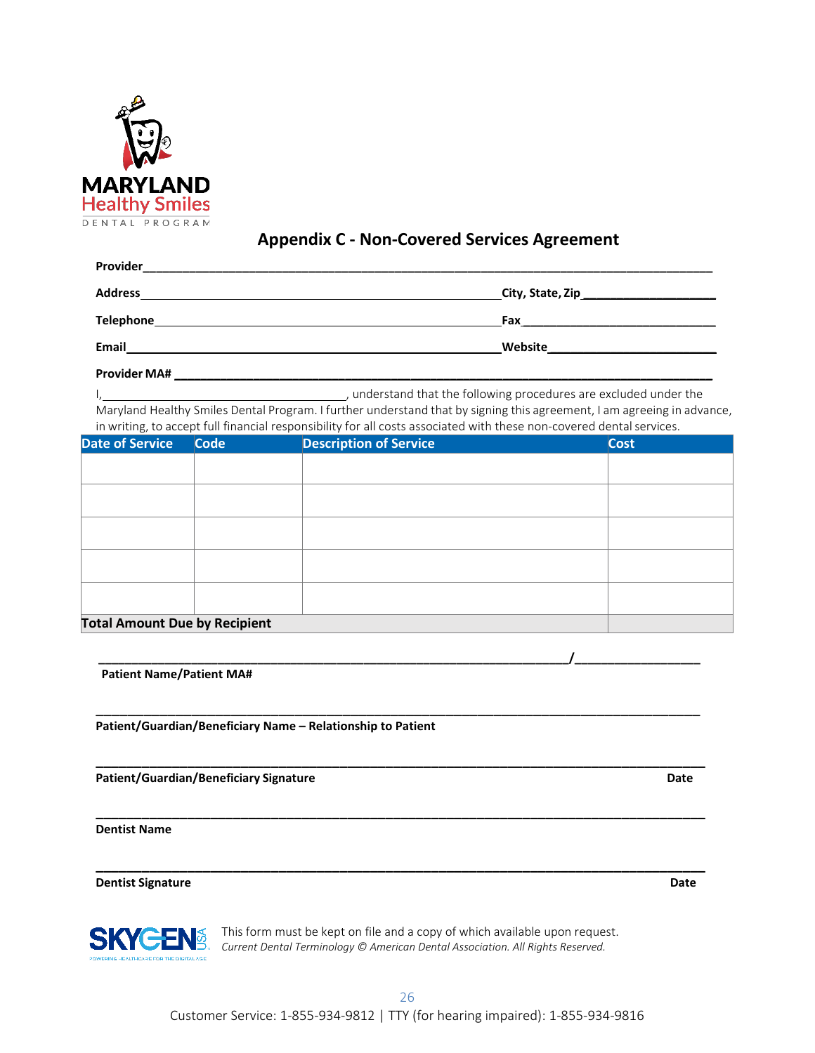MARYLAND Healthy Smiles DENTAL PROGRAM

## Appendix C - Non-Covered Services Agreement

**Provider**_______________________________________________

**Address**_______________________________ **City, State, Zip** ____________________

**Telephone**_______________________________ **Fax** ____________________

**Email**_______________________________ **Website**____________________

**Provider MA#** _______________________________________________

I,_________________________, understand that the following procedures are excluded under the Maryland Healthy Smiles Dental Program. I further understand that by signing this agreement, I am agreeing in advance, in writing, to accept full financial responsibility for all costs associated with these non-covered dental services.

| Date of Service | Code | Description of Service | Cost |
|---|---|---|---|
| | | | |
| | | | |
| | | | |
| | | | |
| | | | |
| **Total Amount Due by Recipient** | | | |

_______________________________________________/__________________

**Patient Name/Patient MA#**

_______________________________________________

**Patient/Guardian/Beneficiary Name – Relationship to Patient**

_______________________________________________

**Patient/Guardian/Beneficiary Signature** **Date**

_______________________________________________

**Dentist Name**

_______________________________________________

**Dentist Signature** **Date**

SKYGEN USA — POWERING HEALTHCARE FOR THE DIGITAL AGE

This form must be kept on file and a copy of which available upon request.

*Current Dental Terminology © American Dental Association. All Rights Reserved.*

Customer Service: 1-855-934-9812 | TTY (for hearing impaired): 1-855-934-9816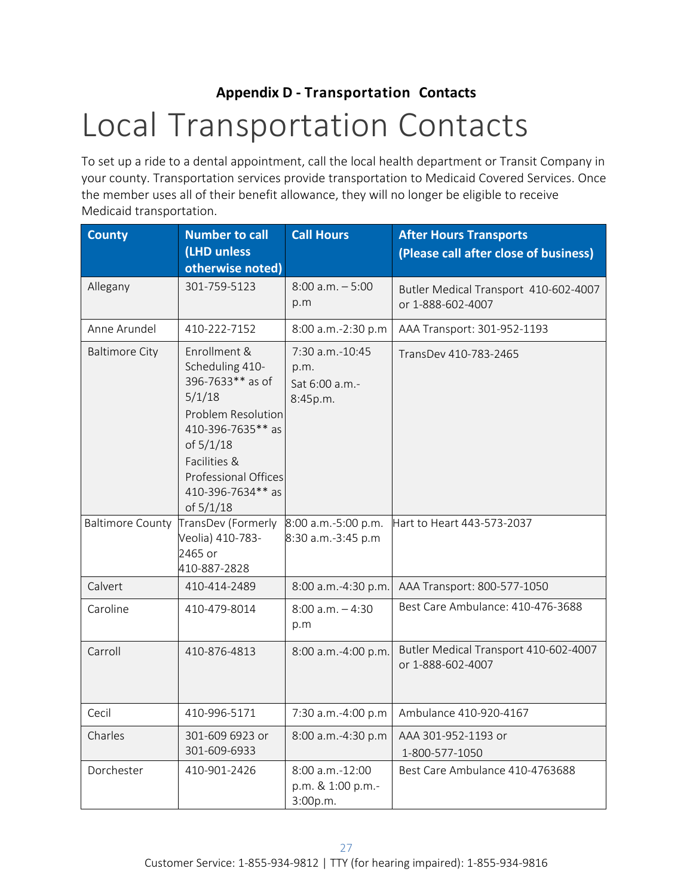**Appendix D - Transportation Contacts**

# Local Transportation Contacts

To set up a ride to a dental appointment, call the local health department or Transit Company in your county. Transportation services provide transportation to Medicaid Covered Services. Once the member uses all of their benefit allowance, they will no longer be eligible to receive Medicaid transportation.

| County | Number to call (LHD unless otherwise noted) | Call Hours | After Hours Transports (Please call after close of business) |
|---|---|---|---|
| Allegany | 301-759-5123 | 8:00 a.m. – 5:00 p.m | Butler Medical Transport 410-602-4007 or 1-888-602-4007 |
| Anne Arundel | 410-222-7152 | 8:00 a.m.-2:30 p.m | AAA Transport: 301-952-1193 |
| Baltimore City | Enrollment & Scheduling 410-396-7633** as of 5/1/18<br>Problem Resolution 410-396-7635** as of 5/1/18<br>Facilities & Professional Offices 410-396-7634** as of 5/1/18 | 7:30 a.m.-10:45 p.m.<br>Sat 6:00 a.m.-8:45p.m. | TransDev 410-783-2465 |
| Baltimore County | TransDev (Formerly Veolia) 410-783-2465 or 410-887-2828 | 8:00 a.m.-5:00 p.m.<br>8:30 a.m.-3:45 p.m | Hart to Heart 443-573-2037 |
| Calvert | 410-414-2489 | 8:00 a.m.-4:30 p.m. | AAA Transport: 800-577-1050 |
| Caroline | 410-479-8014 | 8:00 a.m. – 4:30 p.m | Best Care Ambulance: 410-476-3688 |
| Carroll | 410-876-4813 | 8:00 a.m.-4:00 p.m. | Butler Medical Transport 410-602-4007 or 1-888-602-4007 |
| Cecil | 410-996-5171 | 7:30 a.m.-4:00 p.m | Ambulance 410-920-4167 |
| Charles | 301-609 6923 or 301-609-6933 | 8:00 a.m.-4:30 p.m | AAA 301-952-1193 or 1-800-577-1050 |
| Dorchester | 410-901-2426 | 8:00 a.m.-12:00 p.m. & 1:00 p.m.-3:00p.m. | Best Care Ambulance 410-4763688 |

Customer Service: 1-855-934-9812 | TTY (for hearing impaired): 1-855-934-9816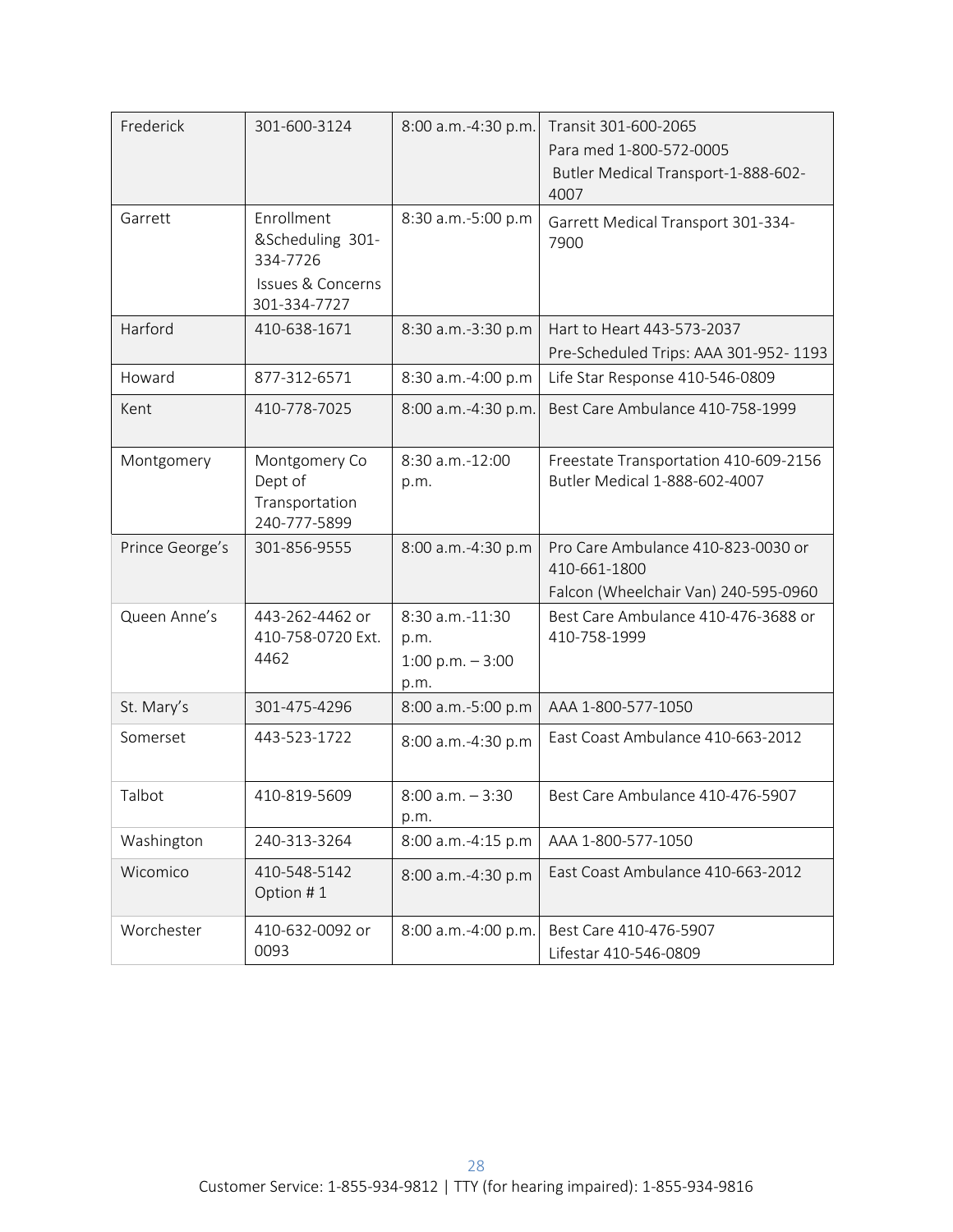| Frederick | 301-600-3124 | 8:00 a.m.-4:30 p.m. | Transit 301-600-2065<br>Para med 1-800-572-0005<br>Butler Medical Transport-1-888-602-4007 |
|---|---|---|---|
| Garrett | Enrollment &Scheduling 301-334-7726<br>Issues & Concerns 301-334-7727 | 8:30 a.m.-5:00 p.m | Garrett Medical Transport 301-334-7900 |
| Harford | 410-638-1671 | 8:30 a.m.-3:30 p.m | Hart to Heart 443-573-2037<br>Pre-Scheduled Trips: AAA 301-952- 1193 |
| Howard | 877-312-6571 | 8:30 a.m.-4:00 p.m | Life Star Response 410-546-0809 |
| Kent | 410-778-7025 | 8:00 a.m.-4:30 p.m. | Best Care Ambulance 410-758-1999 |
| Montgomery | Montgomery Co Dept of Transportation 240-777-5899 | 8:30 a.m.-12:00 p.m. | Freestate Transportation 410-609-2156<br>Butler Medical 1-888-602-4007 |
| Prince George's | 301-856-9555 | 8:00 a.m.-4:30 p.m | Pro Care Ambulance 410-823-0030 or 410-661-1800<br>Falcon (Wheelchair Van) 240-595-0960 |
| Queen Anne's | 443-262-4462 or 410-758-0720 Ext. 4462 | 8:30 a.m.-11:30 p.m.<br>1:00 p.m. – 3:00 p.m. | Best Care Ambulance 410-476-3688 or 410-758-1999 |
| St. Mary's | 301-475-4296 | 8:00 a.m.-5:00 p.m | AAA 1-800-577-1050 |
| Somerset | 443-523-1722 | 8:00 a.m.-4:30 p.m | East Coast Ambulance 410-663-2012 |
| Talbot | 410-819-5609 | 8:00 a.m. – 3:30 p.m. | Best Care Ambulance 410-476-5907 |
| Washington | 240-313-3264 | 8:00 a.m.-4:15 p.m | AAA 1-800-577-1050 |
| Wicomico | 410-548-5142 Option # 1 | 8:00 a.m.-4:30 p.m | East Coast Ambulance 410-663-2012 |
| Worchester | 410-632-0092 or 0093 | 8:00 a.m.-4:00 p.m. | Best Care 410-476-5907<br>Lifestar 410-546-0809 |

Customer Service: 1-855-934-9812 | TTY (for hearing impaired): 1-855-934-9816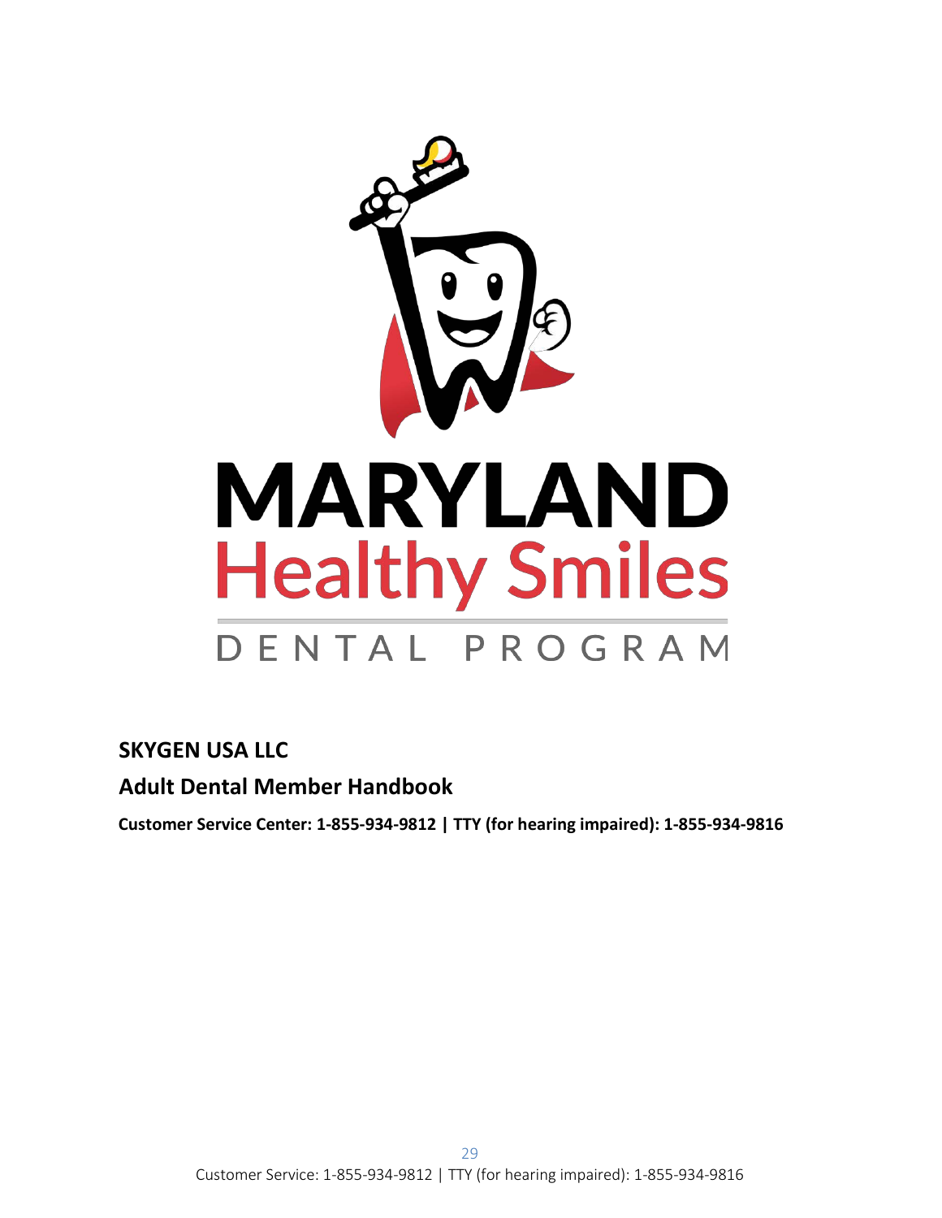MARYLAND
Healthy Smiles
DENTAL PROGRAM

**SKYGEN USA LLC**

**Adult Dental Member Handbook**

**Customer Service Center: 1-855-934-9812 | TTY (for hearing impaired): 1-855-934-9816**